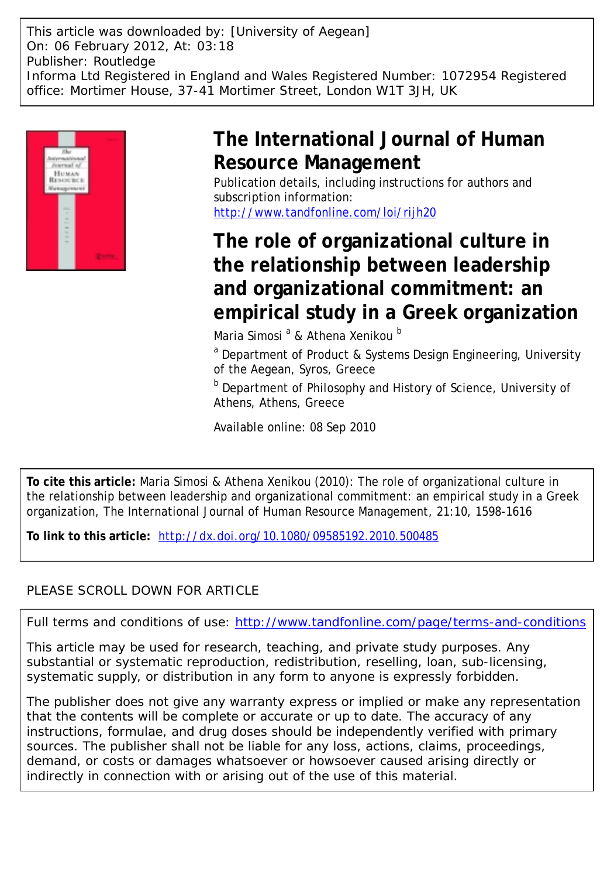This article was downloaded by: [University of Aegean]
On: 06 February 2012, At: 03:18
Publisher: Routledge
Informa Ltd Registered in England and Wales Registered Number: 1072954 Registered office: Mortimer House, 37-41 Mortimer Street, London W1T 3JH, UK

# The International Journal of Human Resource Management

Publication details, including instructions for authors and subscription information:
http://www.tandfonline.com/loi/rijh20

# The role of organizational culture in the relationship between leadership and organizational commitment: an empirical study in a Greek organization

Maria Simosi [a] & Athena Xenikou [b]

[a] Department of Product & Systems Design Engineering, University of the Aegean, Syros, Greece

[b] Department of Philosophy and History of Science, University of Athens, Athens, Greece

Available online: 08 Sep 2010

**To cite this article:** Maria Simosi & Athena Xenikou (2010): The role of organizational culture in the relationship between leadership and organizational commitment: an empirical study in a Greek organization, The International Journal of Human Resource Management, 21:10, 1598-1616

**To link to this article:** http://dx.doi.org/10.1080/09585192.2010.500485

PLEASE SCROLL DOWN FOR ARTICLE

Full terms and conditions of use: http://www.tandfonline.com/page/terms-and-conditions

This article may be used for research, teaching, and private study purposes. Any substantial or systematic reproduction, redistribution, reselling, loan, sub-licensing, systematic supply, or distribution in any form to anyone is expressly forbidden.

The publisher does not give any warranty express or implied or make any representation that the contents will be complete or accurate or up to date. The accuracy of any instructions, formulae, and drug doses should be independently verified with primary sources. The publisher shall not be liable for any loss, actions, claims, proceedings, demand, or costs or damages whatsoever or howsoever caused arising directly or indirectly in connection with or arising out of the use of this material.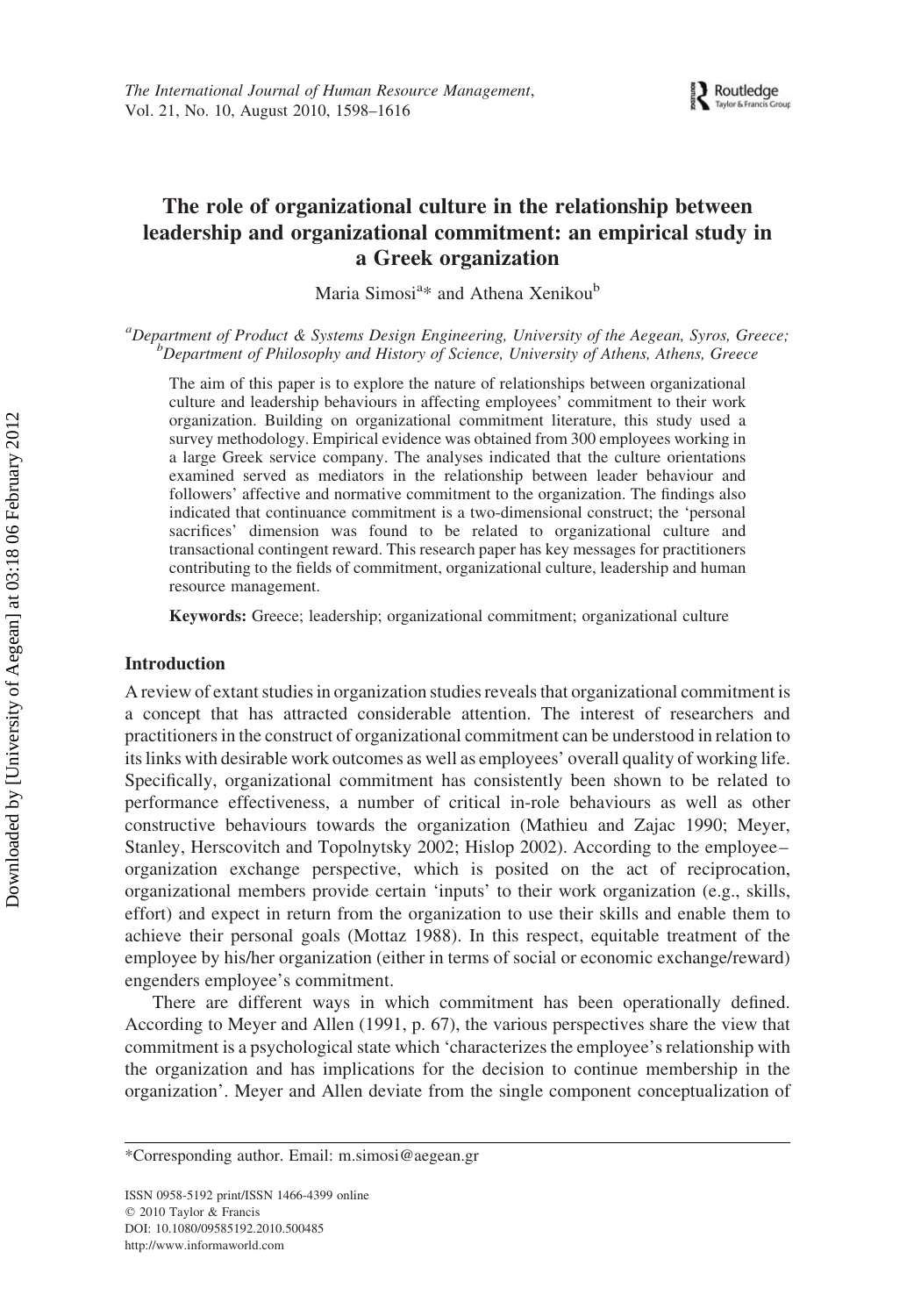# The role of organizational culture in the relationship between leadership and organizational commitment: an empirical study in a Greek organization

Maria Simosi[a]* and Athena Xenikou[b]

[a]*Department of Product & Systems Design Engineering, University of the Aegean, Syros, Greece;*
[b]*Department of Philosophy and History of Science, University of Athens, Athens, Greece*

The aim of this paper is to explore the nature of relationships between organizational culture and leadership behaviours in affecting employees' commitment to their work organization. Building on organizational commitment literature, this study used a survey methodology. Empirical evidence was obtained from 300 employees working in a large Greek service company. The analyses indicated that the culture orientations examined served as mediators in the relationship between leader behaviour and followers' affective and normative commitment to the organization. The findings also indicated that continuance commitment is a two-dimensional construct; the 'personal sacrifices' dimension was found to be related to organizational culture and transactional contingent reward. This research paper has key messages for practitioners contributing to the fields of commitment, organizational culture, leadership and human resource management.

**Keywords:** Greece; leadership; organizational commitment; organizational culture

## Introduction

A review of extant studies in organization studies reveals that organizational commitment is a concept that has attracted considerable attention. The interest of researchers and practitioners in the construct of organizational commitment can be understood in relation to its links with desirable work outcomes as well as employees' overall quality of working life. Specifically, organizational commitment has consistently been shown to be related to performance effectiveness, a number of critical in-role behaviours as well as other constructive behaviours towards the organization (Mathieu and Zajac 1990; Meyer, Stanley, Herscovitch and Topolnytsky 2002; Hislop 2002). According to the employee–organization exchange perspective, which is posited on the act of reciprocation, organizational members provide certain 'inputs' to their work organization (e.g., skills, effort) and expect in return from the organization to use their skills and enable them to achieve their personal goals (Mottaz 1988). In this respect, equitable treatment of the employee by his/her organization (either in terms of social or economic exchange/reward) engenders employee's commitment.

There are different ways in which commitment has been operationally defined. According to Meyer and Allen (1991, p. 67), the various perspectives share the view that commitment is a psychological state which 'characterizes the employee's relationship with the organization and has implications for the decision to continue membership in the organization'. Meyer and Allen deviate from the single component conceptualization of

*Corresponding author. Email: m.simosi@aegean.gr

ISSN 0958-5192 print/ISSN 1466-4399 online
© 2010 Taylor & Francis
DOI: 10.1080/09585192.2010.500485
http://www.informaworld.com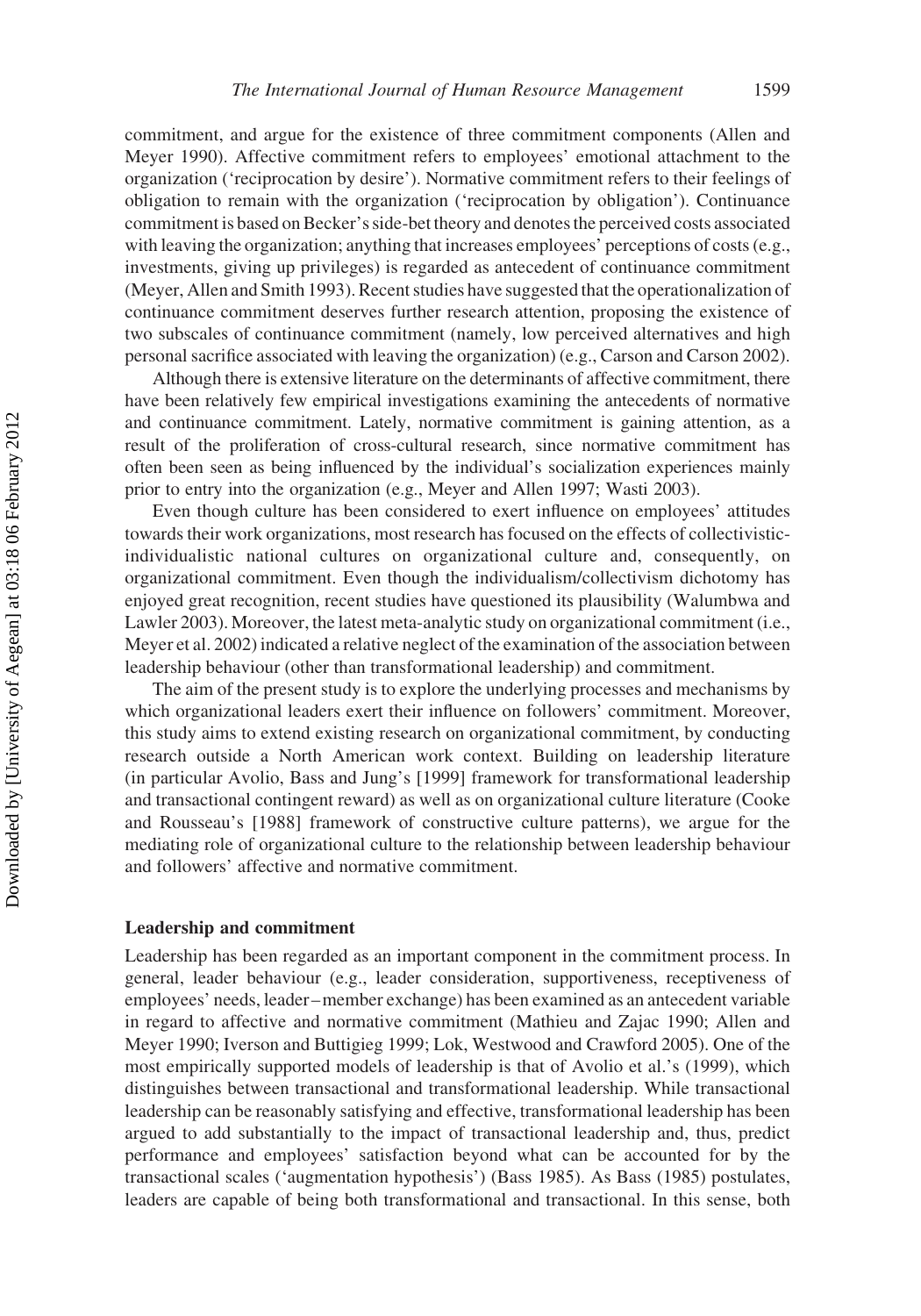commitment, and argue for the existence of three commitment components (Allen and Meyer 1990). Affective commitment refers to employees' emotional attachment to the organization ('reciprocation by desire'). Normative commitment refers to their feelings of obligation to remain with the organization ('reciprocation by obligation'). Continuance commitment is based on Becker's side-bet theory and denotes the perceived costs associated with leaving the organization; anything that increases employees' perceptions of costs (e.g., investments, giving up privileges) is regarded as antecedent of continuance commitment (Meyer, Allen and Smith 1993). Recent studies have suggested that the operationalization of continuance commitment deserves further research attention, proposing the existence of two subscales of continuance commitment (namely, low perceived alternatives and high personal sacrifice associated with leaving the organization) (e.g., Carson and Carson 2002).

Although there is extensive literature on the determinants of affective commitment, there have been relatively few empirical investigations examining the antecedents of normative and continuance commitment. Lately, normative commitment is gaining attention, as a result of the proliferation of cross-cultural research, since normative commitment has often been seen as being influenced by the individual's socialization experiences mainly prior to entry into the organization (e.g., Meyer and Allen 1997; Wasti 2003).

Even though culture has been considered to exert influence on employees' attitudes towards their work organizations, most research has focused on the effects of collectivistic-individualistic national cultures on organizational culture and, consequently, on organizational commitment. Even though the individualism/collectivism dichotomy has enjoyed great recognition, recent studies have questioned its plausibility (Walumbwa and Lawler 2003). Moreover, the latest meta-analytic study on organizational commitment (i.e., Meyer et al. 2002) indicated a relative neglect of the examination of the association between leadership behaviour (other than transformational leadership) and commitment.

The aim of the present study is to explore the underlying processes and mechanisms by which organizational leaders exert their influence on followers' commitment. Moreover, this study aims to extend existing research on organizational commitment, by conducting research outside a North American work context. Building on leadership literature (in particular Avolio, Bass and Jung's [1999] framework for transformational leadership and transactional contingent reward) as well as on organizational culture literature (Cooke and Rousseau's [1988] framework of constructive culture patterns), we argue for the mediating role of organizational culture to the relationship between leadership behaviour and followers' affective and normative commitment.

## Leadership and commitment

Leadership has been regarded as an important component in the commitment process. In general, leader behaviour (e.g., leader consideration, supportiveness, receptiveness of employees' needs, leader–member exchange) has been examined as an antecedent variable in regard to affective and normative commitment (Mathieu and Zajac 1990; Allen and Meyer 1990; Iverson and Buttigieg 1999; Lok, Westwood and Crawford 2005). One of the most empirically supported models of leadership is that of Avolio et al.'s (1999), which distinguishes between transactional and transformational leadership. While transactional leadership can be reasonably satisfying and effective, transformational leadership has been argued to add substantially to the impact of transactional leadership and, thus, predict performance and employees' satisfaction beyond what can be accounted for by the transactional scales ('augmentation hypothesis') (Bass 1985). As Bass (1985) postulates, leaders are capable of being both transformational and transactional. In this sense, both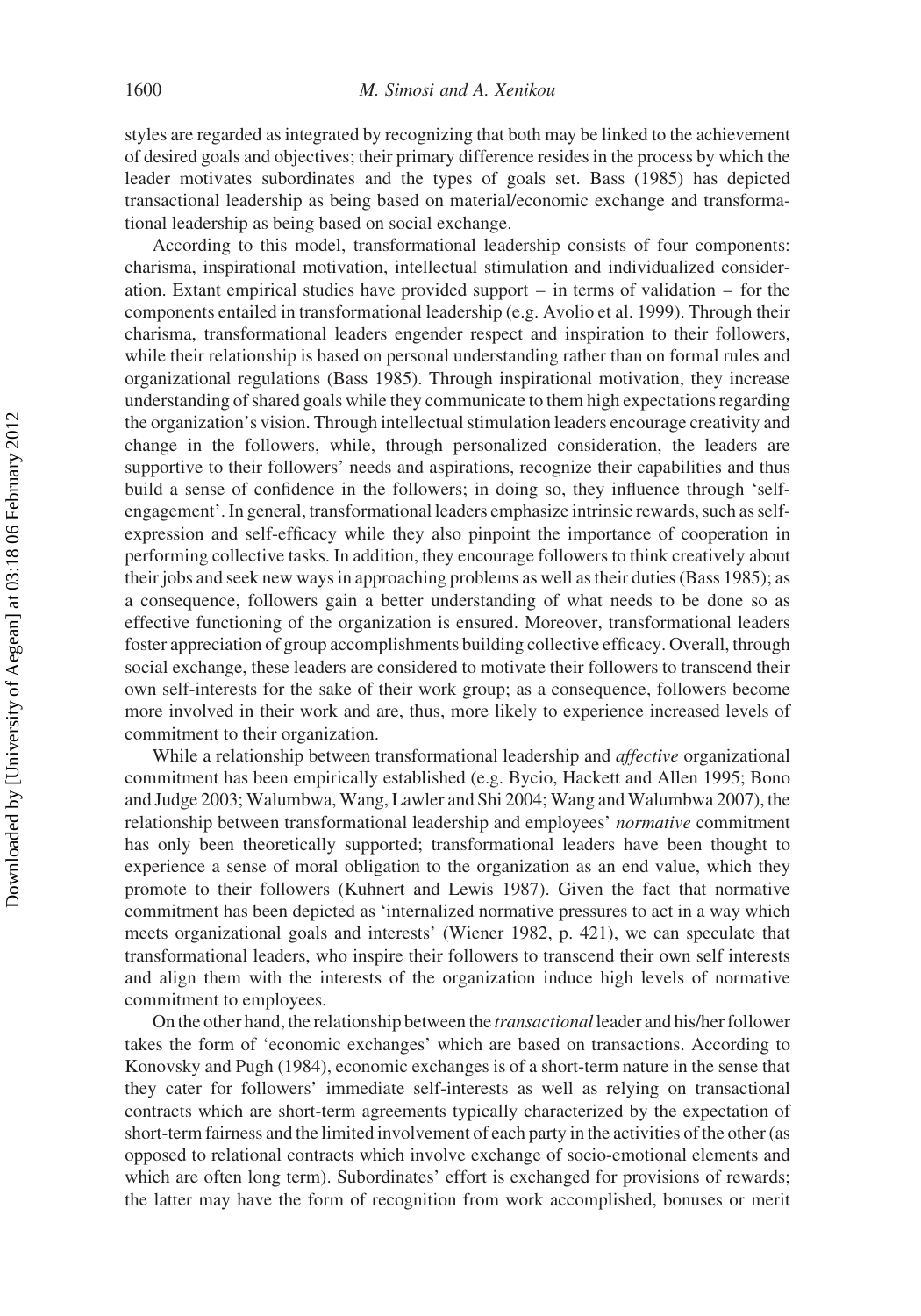styles are regarded as integrated by recognizing that both may be linked to the achievement of desired goals and objectives; their primary difference resides in the process by which the leader motivates subordinates and the types of goals set. Bass (1985) has depicted transactional leadership as being based on material/economic exchange and transformational leadership as being based on social exchange.

According to this model, transformational leadership consists of four components: charisma, inspirational motivation, intellectual stimulation and individualized consideration. Extant empirical studies have provided support – in terms of validation – for the components entailed in transformational leadership (e.g. Avolio et al. 1999). Through their charisma, transformational leaders engender respect and inspiration to their followers, while their relationship is based on personal understanding rather than on formal rules and organizational regulations (Bass 1985). Through inspirational motivation, they increase understanding of shared goals while they communicate to them high expectations regarding the organization's vision. Through intellectual stimulation leaders encourage creativity and change in the followers, while, through personalized consideration, the leaders are supportive to their followers' needs and aspirations, recognize their capabilities and thus build a sense of confidence in the followers; in doing so, they influence through 'self-engagement'. In general, transformational leaders emphasize intrinsic rewards, such as self-expression and self-efficacy while they also pinpoint the importance of cooperation in performing collective tasks. In addition, they encourage followers to think creatively about their jobs and seek new ways in approaching problems as well as their duties (Bass 1985); as a consequence, followers gain a better understanding of what needs to be done so as effective functioning of the organization is ensured. Moreover, transformational leaders foster appreciation of group accomplishments building collective efficacy. Overall, through social exchange, these leaders are considered to motivate their followers to transcend their own self-interests for the sake of their work group; as a consequence, followers become more involved in their work and are, thus, more likely to experience increased levels of commitment to their organization.

While a relationship between transformational leadership and *affective* organizational commitment has been empirically established (e.g. Bycio, Hackett and Allen 1995; Bono and Judge 2003; Walumbwa, Wang, Lawler and Shi 2004; Wang and Walumbwa 2007), the relationship between transformational leadership and employees' *normative* commitment has only been theoretically supported; transformational leaders have been thought to experience a sense of moral obligation to the organization as an end value, which they promote to their followers (Kuhnert and Lewis 1987). Given the fact that normative commitment has been depicted as 'internalized normative pressures to act in a way which meets organizational goals and interests' (Wiener 1982, p. 421), we can speculate that transformational leaders, who inspire their followers to transcend their own self interests and align them with the interests of the organization induce high levels of normative commitment to employees.

On the other hand, the relationship between the *transactional* leader and his/her follower takes the form of 'economic exchanges' which are based on transactions. According to Konovsky and Pugh (1984), economic exchanges is of a short-term nature in the sense that they cater for followers' immediate self-interests as well as relying on transactional contracts which are short-term agreements typically characterized by the expectation of short-term fairness and the limited involvement of each party in the activities of the other (as opposed to relational contracts which involve exchange of socio-emotional elements and which are often long term). Subordinates' effort is exchanged for provisions of rewards; the latter may have the form of recognition from work accomplished, bonuses or merit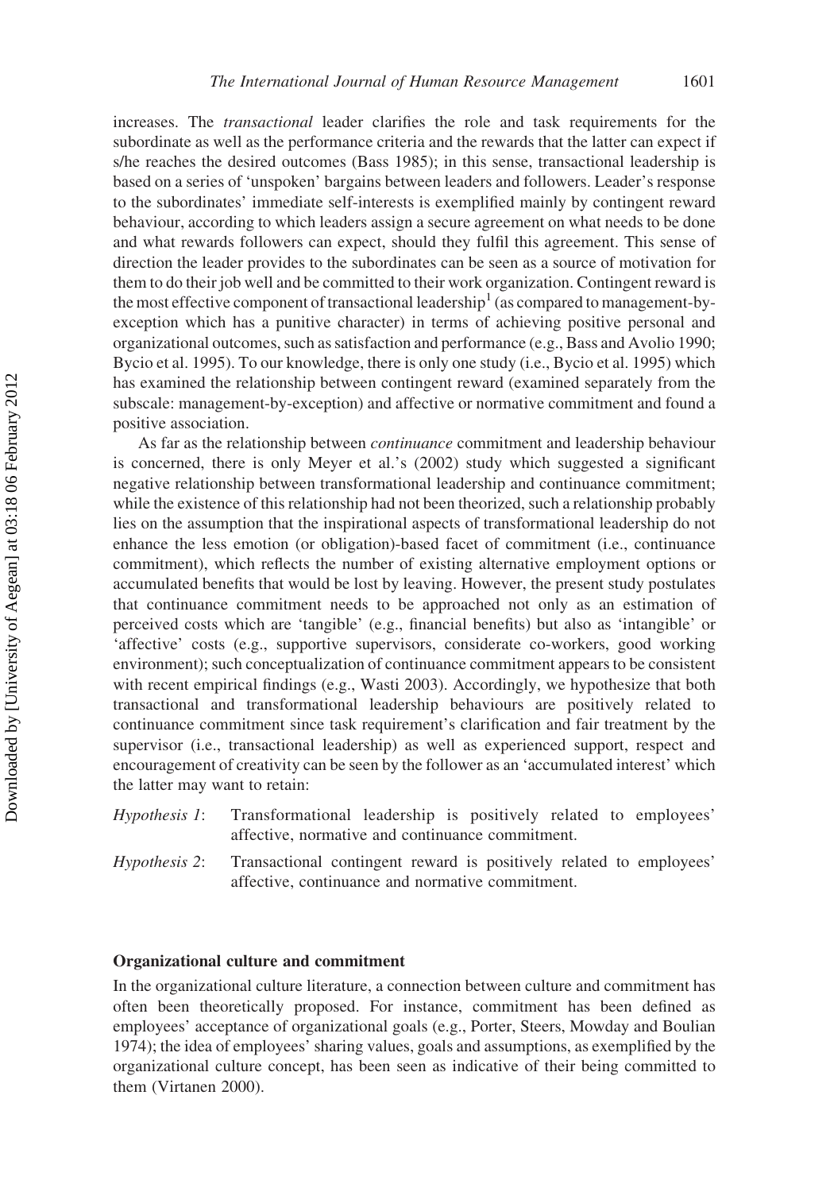increases. The *transactional* leader clarifies the role and task requirements for the subordinate as well as the performance criteria and the rewards that the latter can expect if s/he reaches the desired outcomes (Bass 1985); in this sense, transactional leadership is based on a series of 'unspoken' bargains between leaders and followers. Leader's response to the subordinates' immediate self-interests is exemplified mainly by contingent reward behaviour, according to which leaders assign a secure agreement on what needs to be done and what rewards followers can expect, should they fulfil this agreement. This sense of direction the leader provides to the subordinates can be seen as a source of motivation for them to do their job well and be committed to their work organization. Contingent reward is the most effective component of transactional leadership[1] (as compared to management-by-exception which has a punitive character) in terms of achieving positive personal and organizational outcomes, such as satisfaction and performance (e.g., Bass and Avolio 1990; Bycio et al. 1995). To our knowledge, there is only one study (i.e., Bycio et al. 1995) which has examined the relationship between contingent reward (examined separately from the subscale: management-by-exception) and affective or normative commitment and found a positive association.

As far as the relationship between *continuance* commitment and leadership behaviour is concerned, there is only Meyer et al.'s (2002) study which suggested a significant negative relationship between transformational leadership and continuance commitment; while the existence of this relationship had not been theorized, such a relationship probably lies on the assumption that the inspirational aspects of transformational leadership do not enhance the less emotion (or obligation)-based facet of commitment (i.e., continuance commitment), which reflects the number of existing alternative employment options or accumulated benefits that would be lost by leaving. However, the present study postulates that continuance commitment needs to be approached not only as an estimation of perceived costs which are 'tangible' (e.g., financial benefits) but also as 'intangible' or 'affective' costs (e.g., supportive supervisors, considerate co-workers, good working environment); such conceptualization of continuance commitment appears to be consistent with recent empirical findings (e.g., Wasti 2003). Accordingly, we hypothesize that both transactional and transformational leadership behaviours are positively related to continuance commitment since task requirement's clarification and fair treatment by the supervisor (i.e., transactional leadership) as well as experienced support, respect and encouragement of creativity can be seen by the follower as an 'accumulated interest' which the latter may want to retain:

*Hypothesis 1*: Transformational leadership is positively related to employees' affective, normative and continuance commitment.

*Hypothesis 2*: Transactional contingent reward is positively related to employees' affective, continuance and normative commitment.

## Organizational culture and commitment

In the organizational culture literature, a connection between culture and commitment has often been theoretically proposed. For instance, commitment has been defined as employees' acceptance of organizational goals (e.g., Porter, Steers, Mowday and Boulian 1974); the idea of employees' sharing values, goals and assumptions, as exemplified by the organizational culture concept, has been seen as indicative of their being committed to them (Virtanen 2000).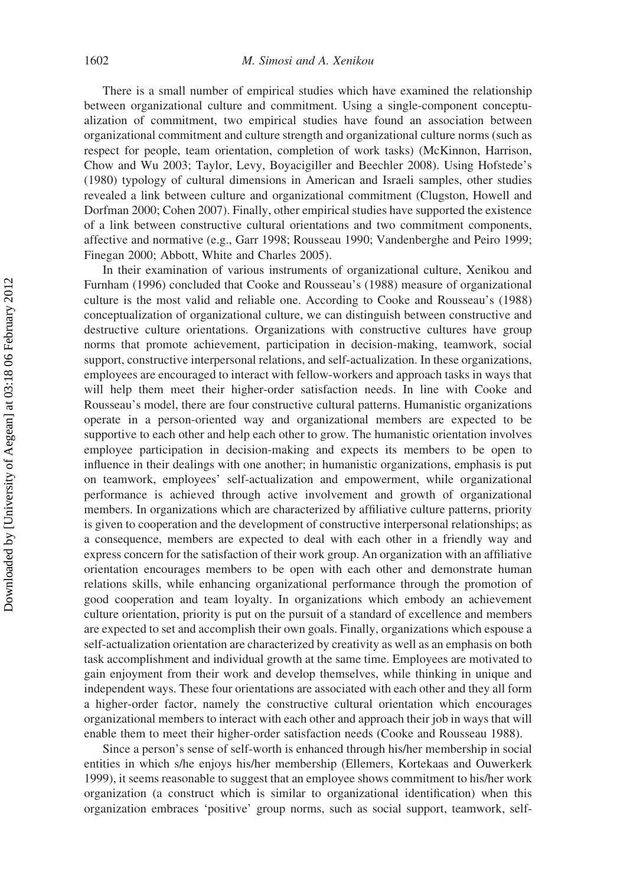There is a small number of empirical studies which have examined the relationship between organizational culture and commitment. Using a single-component conceptualization of commitment, two empirical studies have found an association between organizational commitment and culture strength and organizational culture norms (such as respect for people, team orientation, completion of work tasks) (McKinnon, Harrison, Chow and Wu 2003; Taylor, Levy, Boyacigiller and Beechler 2008). Using Hofstede's (1980) typology of cultural dimensions in American and Israeli samples, other studies revealed a link between culture and organizational commitment (Clugston, Howell and Dorfman 2000; Cohen 2007). Finally, other empirical studies have supported the existence of a link between constructive cultural orientations and two commitment components, affective and normative (e.g., Garr 1998; Rousseau 1990; Vandenberghe and Peiro 1999; Finegan 2000; Abbott, White and Charles 2005).

In their examination of various instruments of organizational culture, Xenikou and Furnham (1996) concluded that Cooke and Rousseau's (1988) measure of organizational culture is the most valid and reliable one. According to Cooke and Rousseau's (1988) conceptualization of organizational culture, we can distinguish between constructive and destructive culture orientations. Organizations with constructive cultures have group norms that promote achievement, participation in decision-making, teamwork, social support, constructive interpersonal relations, and self-actualization. In these organizations, employees are encouraged to interact with fellow-workers and approach tasks in ways that will help them meet their higher-order satisfaction needs. In line with Cooke and Rousseau's model, there are four constructive cultural patterns. Humanistic organizations operate in a person-oriented way and organizational members are expected to be supportive to each other and help each other to grow. The humanistic orientation involves employee participation in decision-making and expects its members to be open to influence in their dealings with one another; in humanistic organizations, emphasis is put on teamwork, employees' self-actualization and empowerment, while organizational performance is achieved through active involvement and growth of organizational members. In organizations which are characterized by affiliative culture patterns, priority is given to cooperation and the development of constructive interpersonal relationships; as a consequence, members are expected to deal with each other in a friendly way and express concern for the satisfaction of their work group. An organization with an affiliative orientation encourages members to be open with each other and demonstrate human relations skills, while enhancing organizational performance through the promotion of good cooperation and team loyalty. In organizations which embody an achievement culture orientation, priority is put on the pursuit of a standard of excellence and members are expected to set and accomplish their own goals. Finally, organizations which espouse a self-actualization orientation are characterized by creativity as well as an emphasis on both task accomplishment and individual growth at the same time. Employees are motivated to gain enjoyment from their work and develop themselves, while thinking in unique and independent ways. These four orientations are associated with each other and they all form a higher-order factor, namely the constructive cultural orientation which encourages organizational members to interact with each other and approach their job in ways that will enable them to meet their higher-order satisfaction needs (Cooke and Rousseau 1988).

Since a person's sense of self-worth is enhanced through his/her membership in social entities in which s/he enjoys his/her membership (Ellemers, Kortekaas and Ouwerkerk 1999), it seems reasonable to suggest that an employee shows commitment to his/her work organization (a construct which is similar to organizational identification) when this organization embraces 'positive' group norms, such as social support, teamwork, self-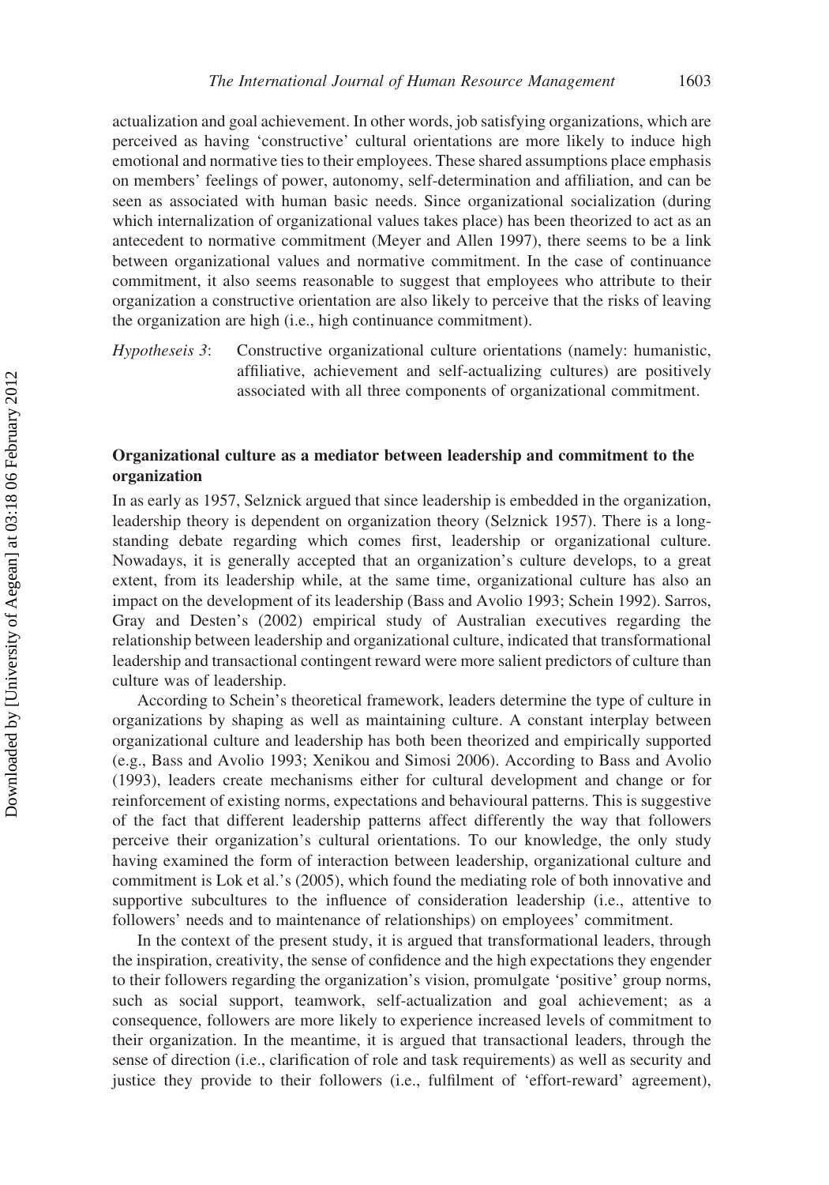actualization and goal achievement. In other words, job satisfying organizations, which are perceived as having 'constructive' cultural orientations are more likely to induce high emotional and normative ties to their employees. These shared assumptions place emphasis on members' feelings of power, autonomy, self-determination and affiliation, and can be seen as associated with human basic needs. Since organizational socialization (during which internalization of organizational values takes place) has been theorized to act as an antecedent to normative commitment (Meyer and Allen 1997), there seems to be a link between organizational values and normative commitment. In the case of continuance commitment, it also seems reasonable to suggest that employees who attribute to their organization a constructive orientation are also likely to perceive that the risks of leaving the organization are high (i.e., high continuance commitment).

*Hypotheseis 3*: Constructive organizational culture orientations (namely: humanistic, affiliative, achievement and self-actualizing cultures) are positively associated with all three components of organizational commitment.

## Organizational culture as a mediator between leadership and commitment to the organization

In as early as 1957, Selznick argued that since leadership is embedded in the organization, leadership theory is dependent on organization theory (Selznick 1957). There is a long-standing debate regarding which comes first, leadership or organizational culture. Nowadays, it is generally accepted that an organization's culture develops, to a great extent, from its leadership while, at the same time, organizational culture has also an impact on the development of its leadership (Bass and Avolio 1993; Schein 1992). Sarros, Gray and Desten's (2002) empirical study of Australian executives regarding the relationship between leadership and organizational culture, indicated that transformational leadership and transactional contingent reward were more salient predictors of culture than culture was of leadership.

According to Schein's theoretical framework, leaders determine the type of culture in organizations by shaping as well as maintaining culture. A constant interplay between organizational culture and leadership has both been theorized and empirically supported (e.g., Bass and Avolio 1993; Xenikou and Simosi 2006). According to Bass and Avolio (1993), leaders create mechanisms either for cultural development and change or for reinforcement of existing norms, expectations and behavioural patterns. This is suggestive of the fact that different leadership patterns affect differently the way that followers perceive their organization's cultural orientations. To our knowledge, the only study having examined the form of interaction between leadership, organizational culture and commitment is Lok et al.'s (2005), which found the mediating role of both innovative and supportive subcultures to the influence of consideration leadership (i.e., attentive to followers' needs and to maintenance of relationships) on employees' commitment.

In the context of the present study, it is argued that transformational leaders, through the inspiration, creativity, the sense of confidence and the high expectations they engender to their followers regarding the organization's vision, promulgate 'positive' group norms, such as social support, teamwork, self-actualization and goal achievement; as a consequence, followers are more likely to experience increased levels of commitment to their organization. In the meantime, it is argued that transactional leaders, through the sense of direction (i.e., clarification of role and task requirements) as well as security and justice they provide to their followers (i.e., fulfilment of 'effort-reward' agreement),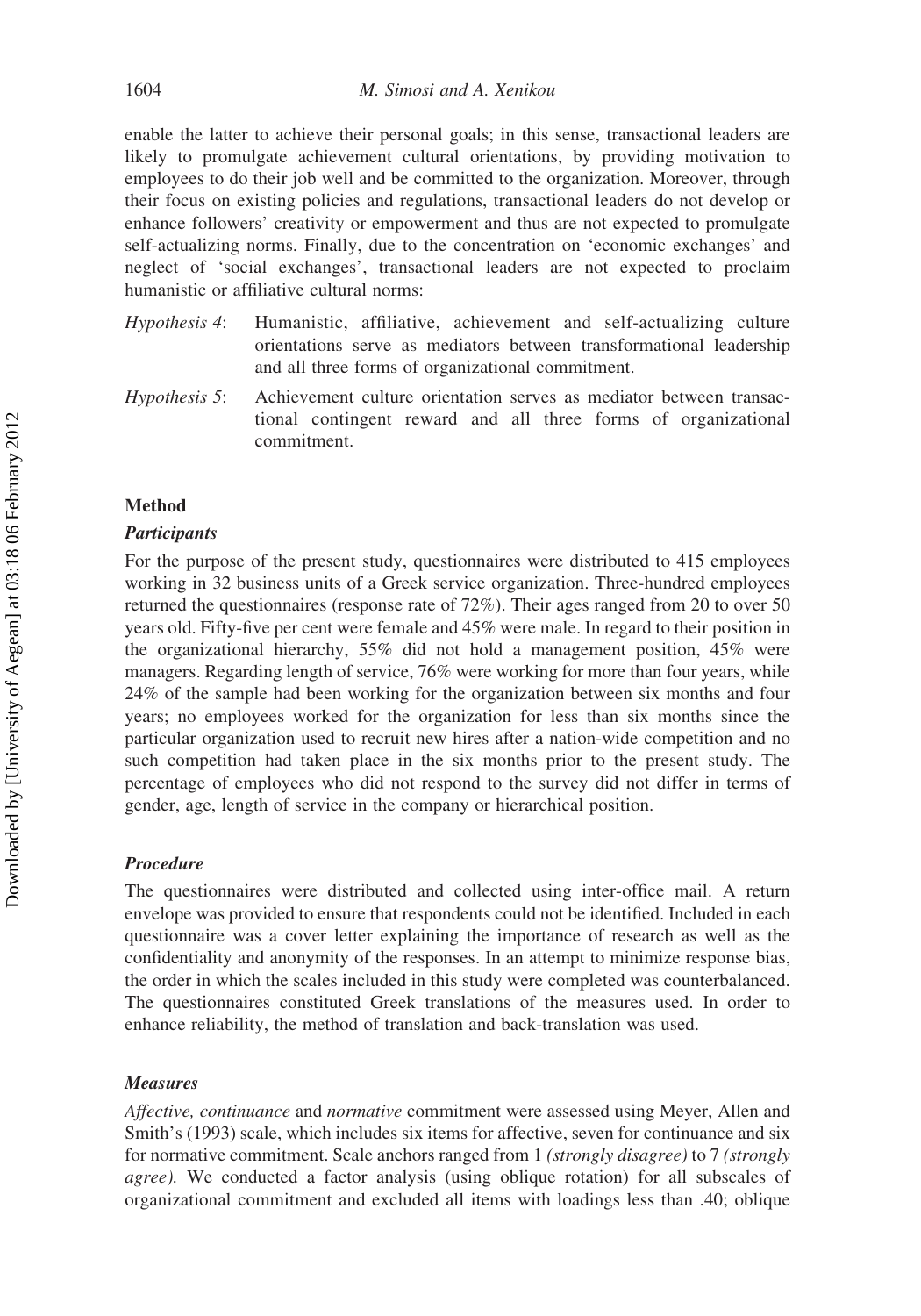enable the latter to achieve their personal goals; in this sense, transactional leaders are likely to promulgate achievement cultural orientations, by providing motivation to employees to do their job well and be committed to the organization. Moreover, through their focus on existing policies and regulations, transactional leaders do not develop or enhance followers' creativity or empowerment and thus are not expected to promulgate self-actualizing norms. Finally, due to the concentration on 'economic exchanges' and neglect of 'social exchanges', transactional leaders are not expected to proclaim humanistic or affiliative cultural norms:

*Hypothesis 4*: Humanistic, affiliative, achievement and self-actualizing culture orientations serve as mediators between transformational leadership and all three forms of organizational commitment.

*Hypothesis 5*: Achievement culture orientation serves as mediator between transactional contingent reward and all three forms of organizational commitment.

## Method

### *Participants*

For the purpose of the present study, questionnaires were distributed to 415 employees working in 32 business units of a Greek service organization. Three-hundred employees returned the questionnaires (response rate of 72%). Their ages ranged from 20 to over 50 years old. Fifty-five per cent were female and 45% were male. In regard to their position in the organizational hierarchy, 55% did not hold a management position, 45% were managers. Regarding length of service, 76% were working for more than four years, while 24% of the sample had been working for the organization between six months and four years; no employees worked for the organization for less than six months since the particular organization used to recruit new hires after a nation-wide competition and no such competition had taken place in the six months prior to the present study. The percentage of employees who did not respond to the survey did not differ in terms of gender, age, length of service in the company or hierarchical position.

### *Procedure*

The questionnaires were distributed and collected using inter-office mail. A return envelope was provided to ensure that respondents could not be identified. Included in each questionnaire was a cover letter explaining the importance of research as well as the confidentiality and anonymity of the responses. In an attempt to minimize response bias, the order in which the scales included in this study were completed was counterbalanced. The questionnaires constituted Greek translations of the measures used. In order to enhance reliability, the method of translation and back-translation was used.

### *Measures*

*Affective, continuance* and *normative* commitment were assessed using Meyer, Allen and Smith's (1993) scale, which includes six items for affective, seven for continuance and six for normative commitment. Scale anchors ranged from 1 *(strongly disagree)* to 7 *(strongly agree).* We conducted a factor analysis (using oblique rotation) for all subscales of organizational commitment and excluded all items with loadings less than .40; oblique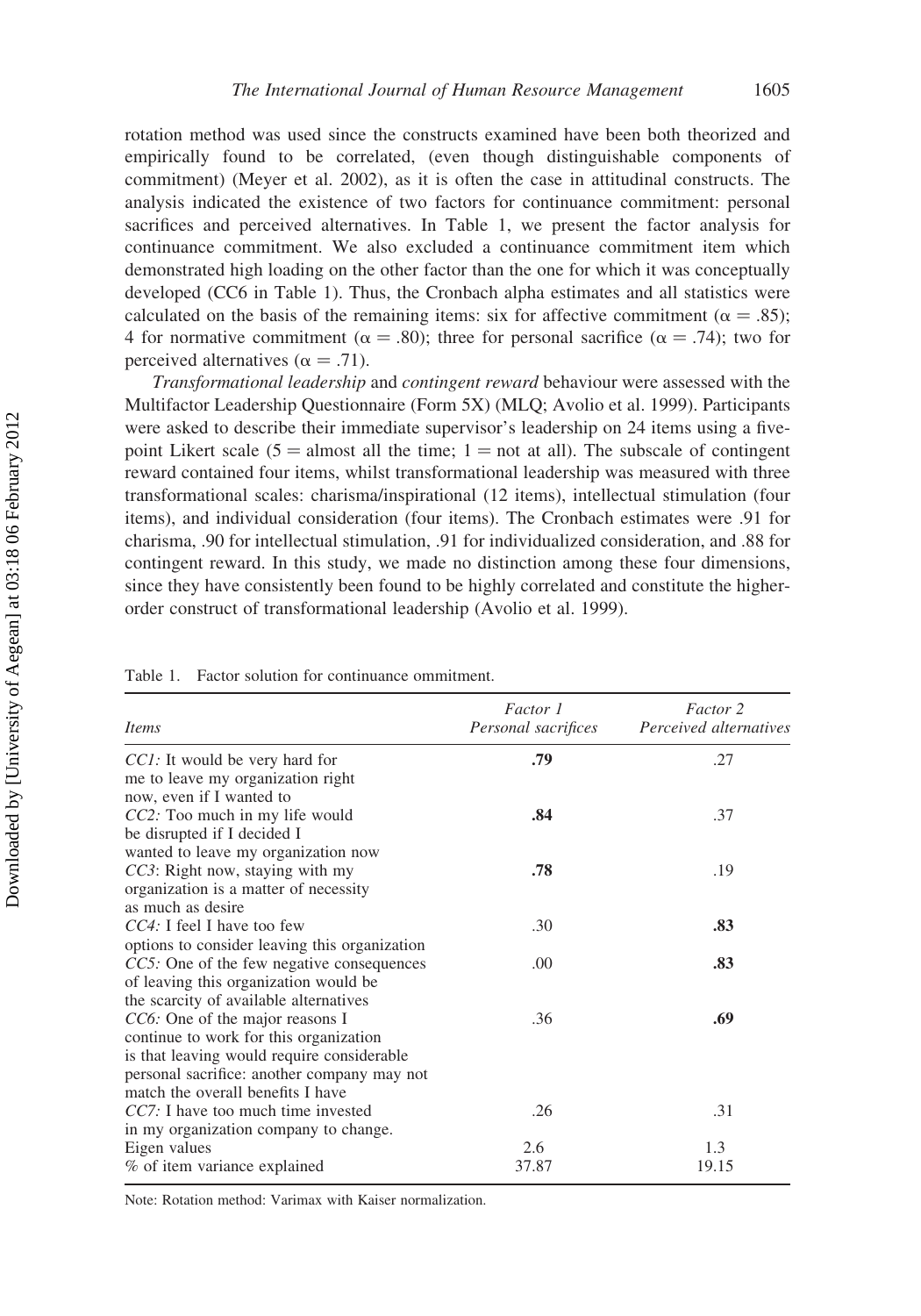rotation method was used since the constructs examined have been both theorized and empirically found to be correlated, (even though distinguishable components of commitment) (Meyer et al. 2002), as it is often the case in attitudinal constructs. The analysis indicated the existence of two factors for continuance commitment: personal sacrifices and perceived alternatives. In Table 1, we present the factor analysis for continuance commitment. We also excluded a continuance commitment item which demonstrated high loading on the other factor than the one for which it was conceptually developed (CC6 in Table 1). Thus, the Cronbach alpha estimates and all statistics were calculated on the basis of the remaining items: six for affective commitment ($\alpha = .85$); 4 for normative commitment ($\alpha = .80$); three for personal sacrifice ($\alpha = .74$); two for perceived alternatives ($\alpha = .71$).

*Transformational leadership* and *contingent reward* behaviour were assessed with the Multifactor Leadership Questionnaire (Form 5X) (MLQ; Avolio et al. 1999). Participants were asked to describe their immediate supervisor's leadership on 24 items using a five-point Likert scale (5 = almost all the time; 1 = not at all). The subscale of contingent reward contained four items, whilst transformational leadership was measured with three transformational scales: charisma/inspirational (12 items), intellectual stimulation (four items), and individual consideration (four items). The Cronbach estimates were .91 for charisma, .90 for intellectual stimulation, .91 for individualized consideration, and .88 for contingent reward. In this study, we made no distinction among these four dimensions, since they have consistently been found to be highly correlated and constitute the higher-order construct of transformational leadership (Avolio et al. 1999).

Table 1. Factor solution for continuance ommitment.

| *Items* | *Factor 1* *Personal sacrifices* | *Factor 2* *Perceived alternatives* |
|---|---|---|
| *CC1:* It would be very hard for me to leave my organization right now, even if I wanted to | **.79** | .27 |
| *CC2:* Too much in my life would be disrupted if I decided I wanted to leave my organization now | **.84** | .37 |
| *CC3*: Right now, staying with my organization is a matter of necessity as much as desire | **.78** | .19 |
| *CC4:* I feel I have too few options to consider leaving this organization | .30 | **.83** |
| *CC5:* One of the few negative consequences of leaving this organization would be the scarcity of available alternatives | .00 | **.83** |
| *CC6:* One of the major reasons I continue to work for this organization is that leaving would require considerable personal sacrifice: another company may not match the overall benefits I have | .36 | **.69** |
| *CC7:* I have too much time invested in my organization company to change. | .26 | .31 |
| Eigen values | 2.6 | 1.3 |
| % of item variance explained | 37.87 | 19.15 |

Note: Rotation method: Varimax with Kaiser normalization.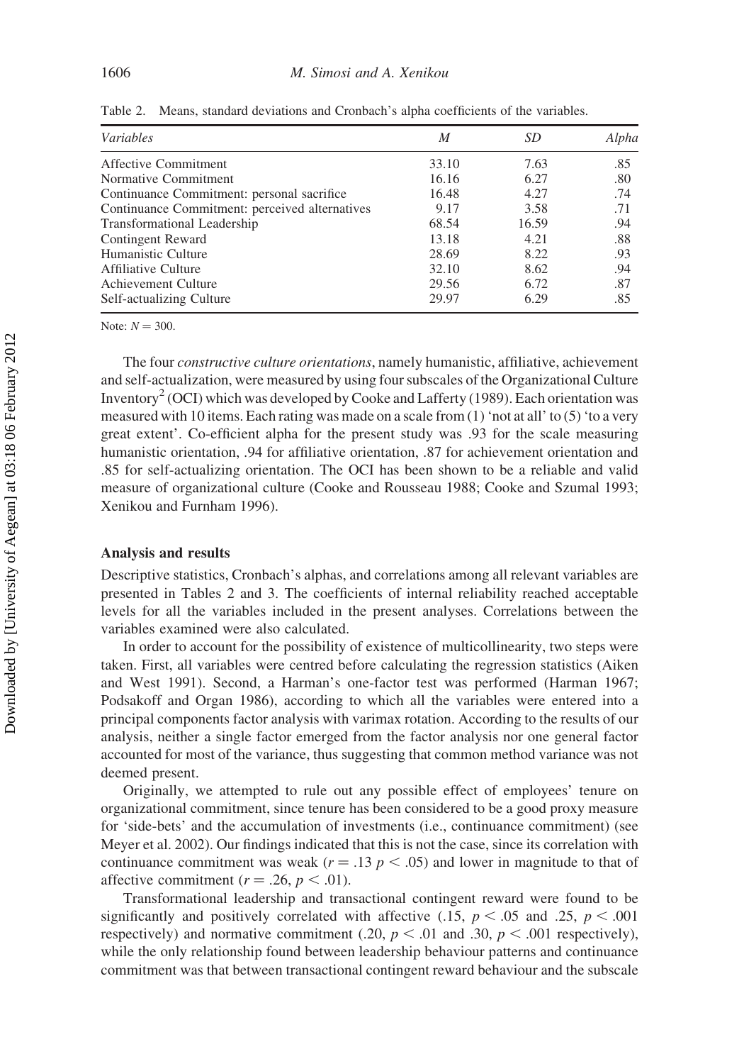Table 2. Means, standard deviations and Cronbach's alpha coefficients of the variables.

| *Variables* | *M* | *SD* | *Alpha* |
|---|---|---|---|
| Affective Commitment | 33.10 | 7.63 | .85 |
| Normative Commitment | 16.16 | 6.27 | .80 |
| Continuance Commitment: personal sacrifice | 16.48 | 4.27 | .74 |
| Continuance Commitment: perceived alternatives | 9.17 | 3.58 | .71 |
| Transformational Leadership | 68.54 | 16.59 | .94 |
| Contingent Reward | 13.18 | 4.21 | .88 |
| Humanistic Culture | 28.69 | 8.22 | .93 |
| Affiliative Culture | 32.10 | 8.62 | .94 |
| Achievement Culture | 29.56 | 6.72 | .87 |
| Self-actualizing Culture | 29.97 | 6.29 | .85 |

Note: $N = 300$.

The four *constructive culture orientations*, namely humanistic, affiliative, achievement and self-actualization, were measured by using four subscales of the Organizational Culture Inventory[2] (OCI) which was developed by Cooke and Lafferty (1989). Each orientation was measured with 10 items. Each rating was made on a scale from (1) 'not at all' to (5) 'to a very great extent'. Co-efficient alpha for the present study was .93 for the scale measuring humanistic orientation, .94 for affiliative orientation, .87 for achievement orientation and .85 for self-actualizing orientation. The OCI has been shown to be a reliable and valid measure of organizational culture (Cooke and Rousseau 1988; Cooke and Szumal 1993; Xenikou and Furnham 1996).

## Analysis and results

Descriptive statistics, Cronbach's alphas, and correlations among all relevant variables are presented in Tables 2 and 3. The coefficients of internal reliability reached acceptable levels for all the variables included in the present analyses. Correlations between the variables examined were also calculated.

In order to account for the possibility of existence of multicollinearity, two steps were taken. First, all variables were centred before calculating the regression statistics (Aiken and West 1991). Second, a Harman's one-factor test was performed (Harman 1967; Podsakoff and Organ 1986), according to which all the variables were entered into a principal components factor analysis with varimax rotation. According to the results of our analysis, neither a single factor emerged from the factor analysis nor one general factor accounted for most of the variance, thus suggesting that common method variance was not deemed present.

Originally, we attempted to rule out any possible effect of employees' tenure on organizational commitment, since tenure has been considered to be a good proxy measure for 'side-bets' and the accumulation of investments (i.e., continuance commitment) (see Meyer et al. 2002). Our findings indicated that this is not the case, since its correlation with continuance commitment was weak ($r = .13$ $p < .05$) and lower in magnitude to that of affective commitment ($r = .26$, $p < .01$).

Transformational leadership and transactional contingent reward were found to be significantly and positively correlated with affective (.15, $p < .05$ and .25, $p < .001$ respectively) and normative commitment (.20, $p < .01$ and .30, $p < .001$ respectively), while the only relationship found between leadership behaviour patterns and continuance commitment was that between transactional contingent reward behaviour and the subscale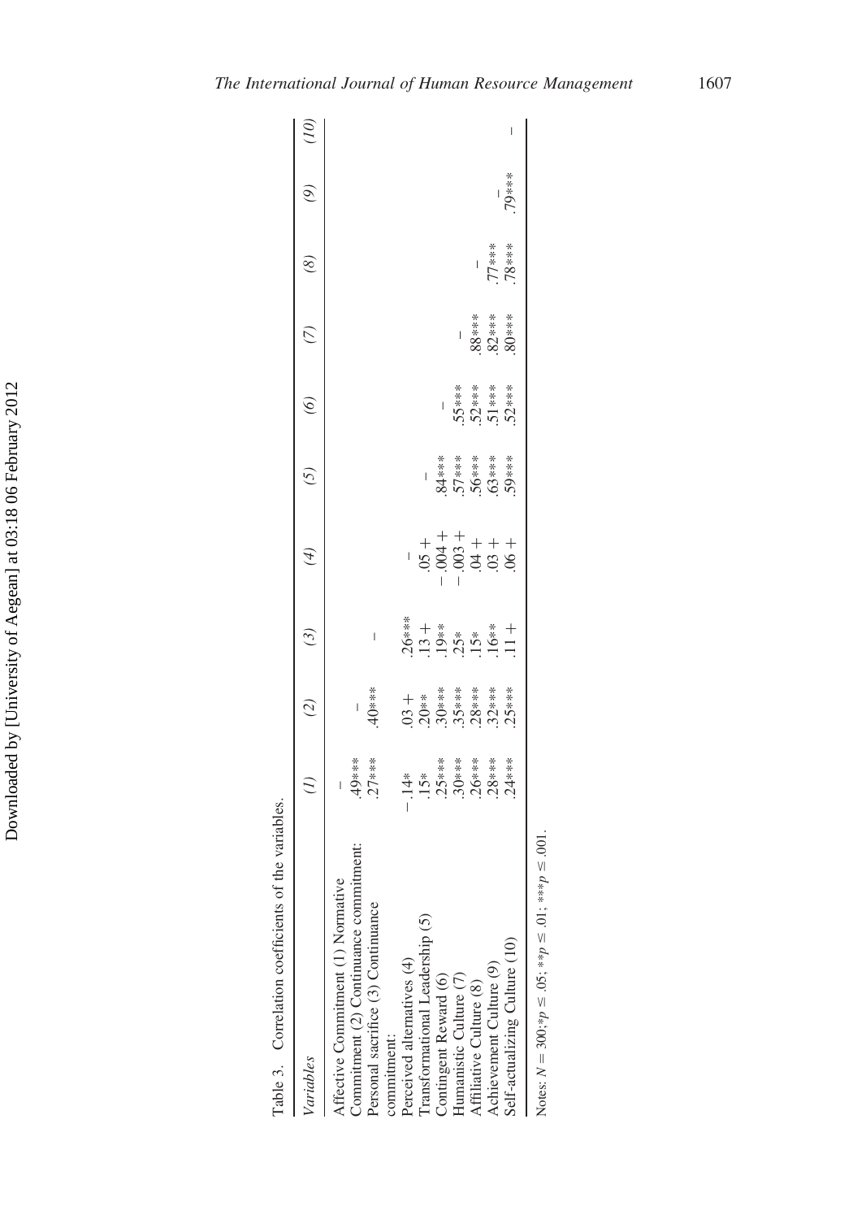Table 3. Correlation coefficients of the variables.

| *Variables* | *(1)* | *(2)* | *(3)* | *(4)* | *(5)* | *(6)* | *(7)* | *(8)* | *(9)* | *(10)* |
|---|---|---|---|---|---|---|---|---|---|---|
| Affective Commitment (1) Normative | – | | | | | | | | | |
| Commitment (2) Continuance commitment: | .49*** | – | | | | | | | | |
| Personal sacrifice (3) Continuance commitment: | .27*** | .40*** | – | | | | | | | |
| Perceived alternatives (4) | −.14* | .03 + | .26*** | – | | | | | | |
| Transformational Leadership (5) | .15* | .20** | .13 + | .05 + | – | | | | | |
| Contingent Reward (6) | .25*** | .30*** | .19** | −.004 + | .84*** | – | | | | |
| Humanistic Culture (7) | .30*** | .35*** | .25* | −.003 + | .57*** | .55*** | – | | | |
| Affiliative Culture (8) | .26*** | .28*** | .15* | .04 + | .56*** | .52*** | .88*** | – | | |
| Achievement Culture (9) | .28*** | .32*** | .16** | .03 + | .63*** | .51*** | .82*** | .77*** | – | |
| Self-actualizing Culture (10) | .24*** | .25*** | .11 + | .06 + | .59*** | .52*** | .80*** | .78*** | .79*** | – |

Notes: $N = 300$; $*p \leq .05$; $**p \leq .01$; $***p \leq .001$.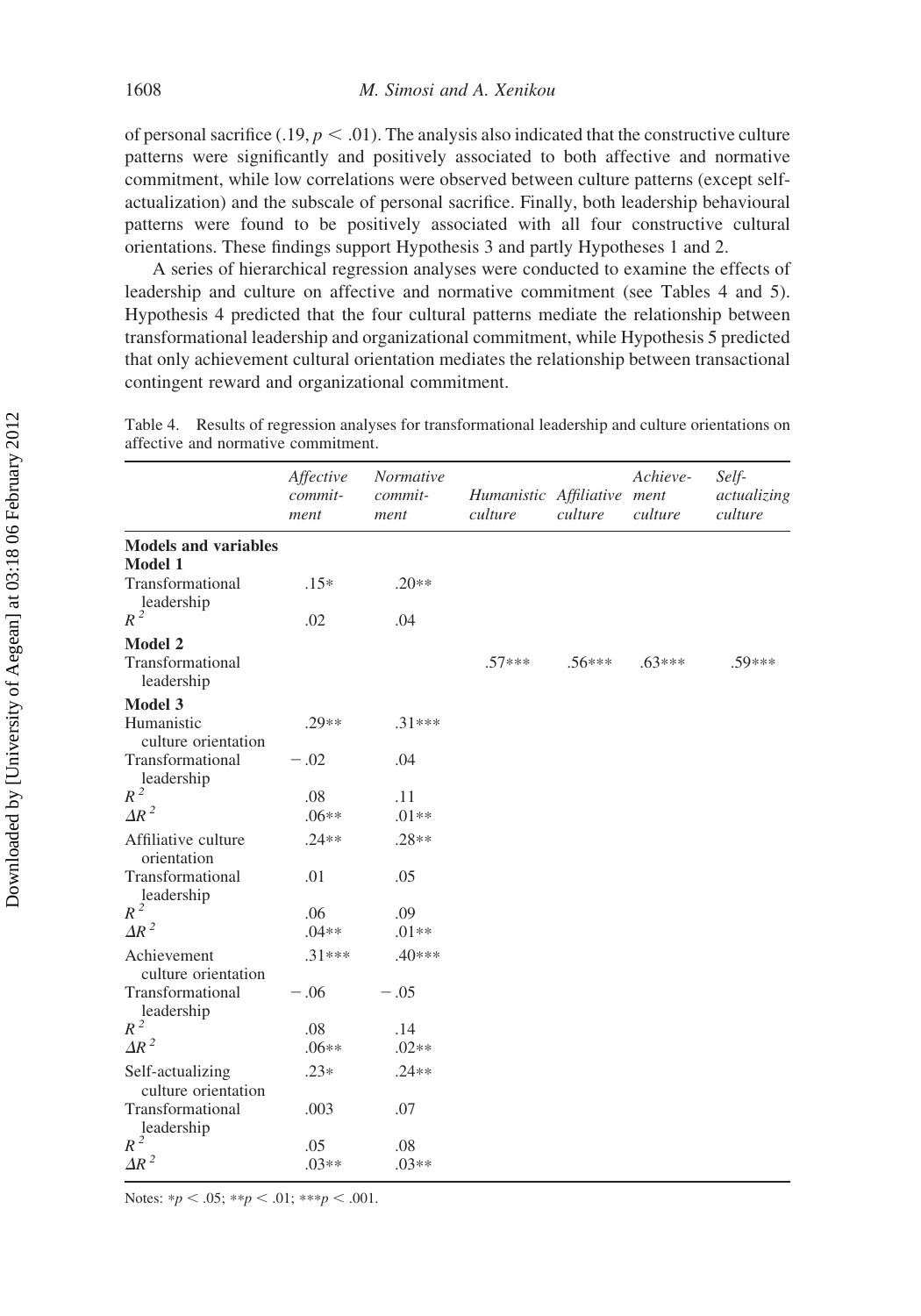of personal sacrifice (.19, $p < .01$). The analysis also indicated that the constructive culture patterns were significantly and positively associated to both affective and normative commitment, while low correlations were observed between culture patterns (except self-actualization) and the subscale of personal sacrifice. Finally, both leadership behavioural patterns were found to be positively associated with all four constructive cultural orientations. These findings support Hypothesis 3 and partly Hypotheses 1 and 2.

A series of hierarchical regression analyses were conducted to examine the effects of leadership and culture on affective and normative commitment (see Tables 4 and 5). Hypothesis 4 predicted that the four cultural patterns mediate the relationship between transformational leadership and organizational commitment, while Hypothesis 5 predicted that only achievement cultural orientation mediates the relationship between transactional contingent reward and organizational commitment.

Table 4. Results of regression analyses for transformational leadership and culture orientations on affective and normative commitment.

| | *Affective commitment* | *Normative commitment* | *Humanistic culture* | *Affiliative culture* | *Achievement culture* | *Self-actualizing culture* |
|---|---|---|---|---|---|---|
| **Models and variables** | | | | | | |
| **Model 1** | | | | | | |
| Transformational leadership | .15* | .20** | | | | |
| $R^2$ | .02 | .04 | | | | |
| **Model 2** | | | | | | |
| Transformational leadership | | | .57*** | .56*** | .63*** | .59*** |
| **Model 3** | | | | | | |
| Humanistic culture orientation | .29** | .31*** | | | | |
| Transformational leadership | −.02 | .04 | | | | |
| $R^2$ | .08 | .11 | | | | |
| $\Delta R^2$ | .06** | .01** | | | | |
| Affiliative culture orientation | .24** | .28** | | | | |
| Transformational leadership | .01 | .05 | | | | |
| $R^2$ | .06 | .09 | | | | |
| $\Delta R^2$ | .04** | .01** | | | | |
| Achievement culture orientation | .31*** | .40*** | | | | |
| Transformational leadership | −.06 | −.05 | | | | |
| $R^2$ | .08 | .14 | | | | |
| $\Delta R^2$ | .06** | .02** | | | | |
| Self-actualizing culture orientation | .23* | .24** | | | | |
| Transformational leadership | .003 | .07 | | | | |
| $R^2$ | .05 | .08 | | | | |
| $\Delta R^2$ | .03** | .03** | | | | |

Notes: * $p < .05$; ** $p < .01$; *** $p < .001$.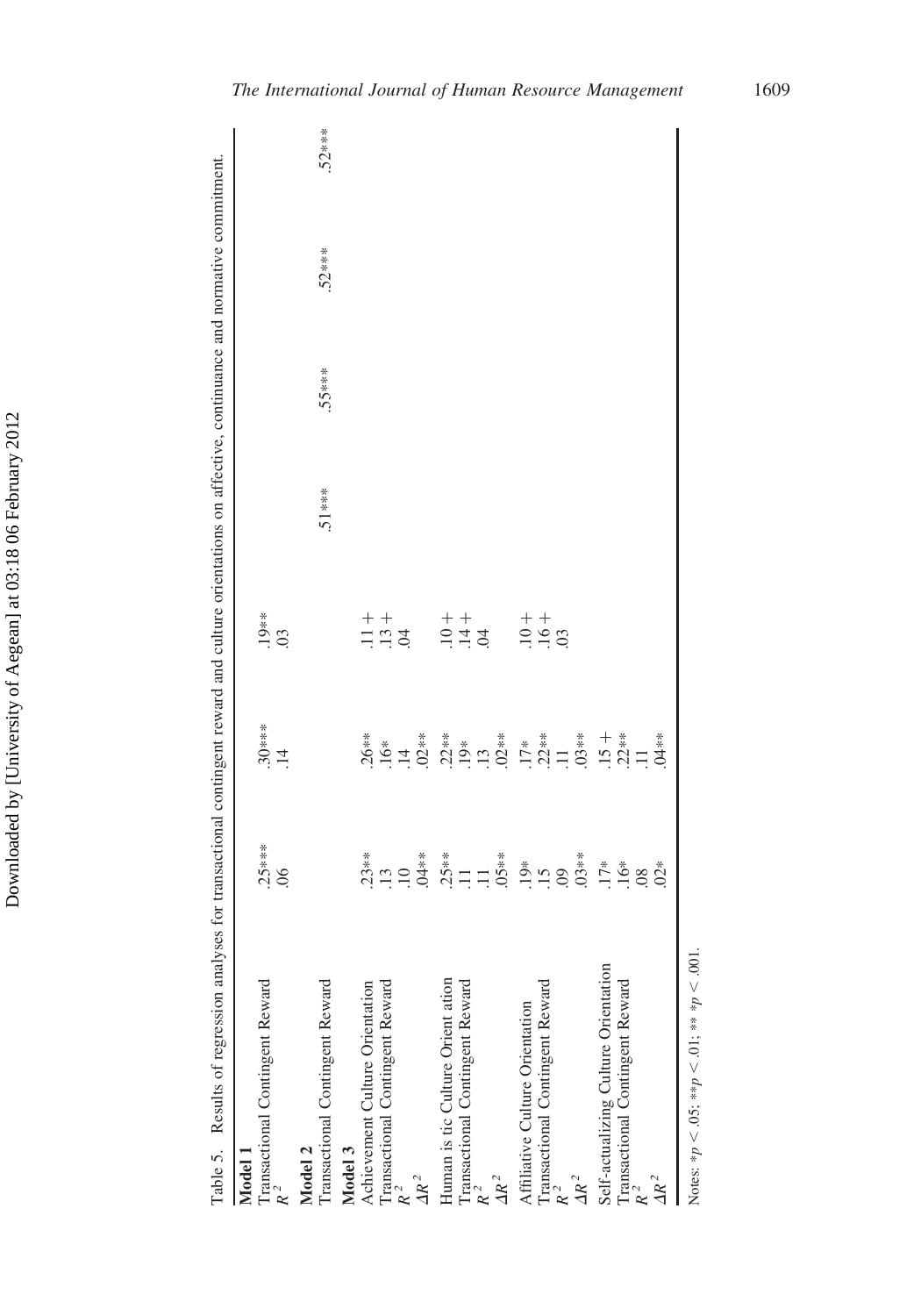Table 5. Results of regression analyses for transactional contingent reward and culture orientations on affective, continuance and normative commitment.

| | | | | | | | |
|---|---|---|---|---|---|---|---|
| **Model 1** | | | | | | | |
| Transactional Contingent Reward | .25*** | .30*** | .19** | | | | |
| $R^2$ | .06 | .14 | .03 | | | | |
| **Model 2** | | | | | | | |
| Transactional Contingent Reward | | | | .51*** | .55*** | .52*** | .52*** |
| **Model 3** | | | | | | | |
| Achievement Culture Orientation | .23** | .26** | .11 + | | | | |
| Transactional Contingent Reward | .13 | .16* | .13 + | | | | |
| $R^2$ | .10 | .14 | .04 | | | | |
| $\Delta R^2$ | .04** | .02** | | | | | |
| Human is tic Culture Orient ation | .25** | .22** | .10 + | | | | |
| Transactional Contingent Reward | .11 | .19* | .14 + | | | | |
| $R^2$ | .11 | .13 | .04 | | | | |
| $\Delta R^2$ | .05** | .02** | | | | | |
| Affiliative Culture Orientation | .19* | .17* | .10 + | | | | |
| Transactional Contingent Reward | .15 | .22** | .16 + | | | | |
| $R^2$ | .09 | .11 | .03 | | | | |
| $\Delta R^2$ | .03** | .03** | | | | | |
| Self-actualizing Culture Orientation | .17* | .15 + | | | | | |
| Transactional Contingent Reward | .16* | .22** | | | | | |
| $R^2$ | .08 | .11 | | | | | |
| $\Delta R^2$ | .02* | .04** | | | | | |

Notes: $*p < .05$; $**p < .01$; $***p < .001$.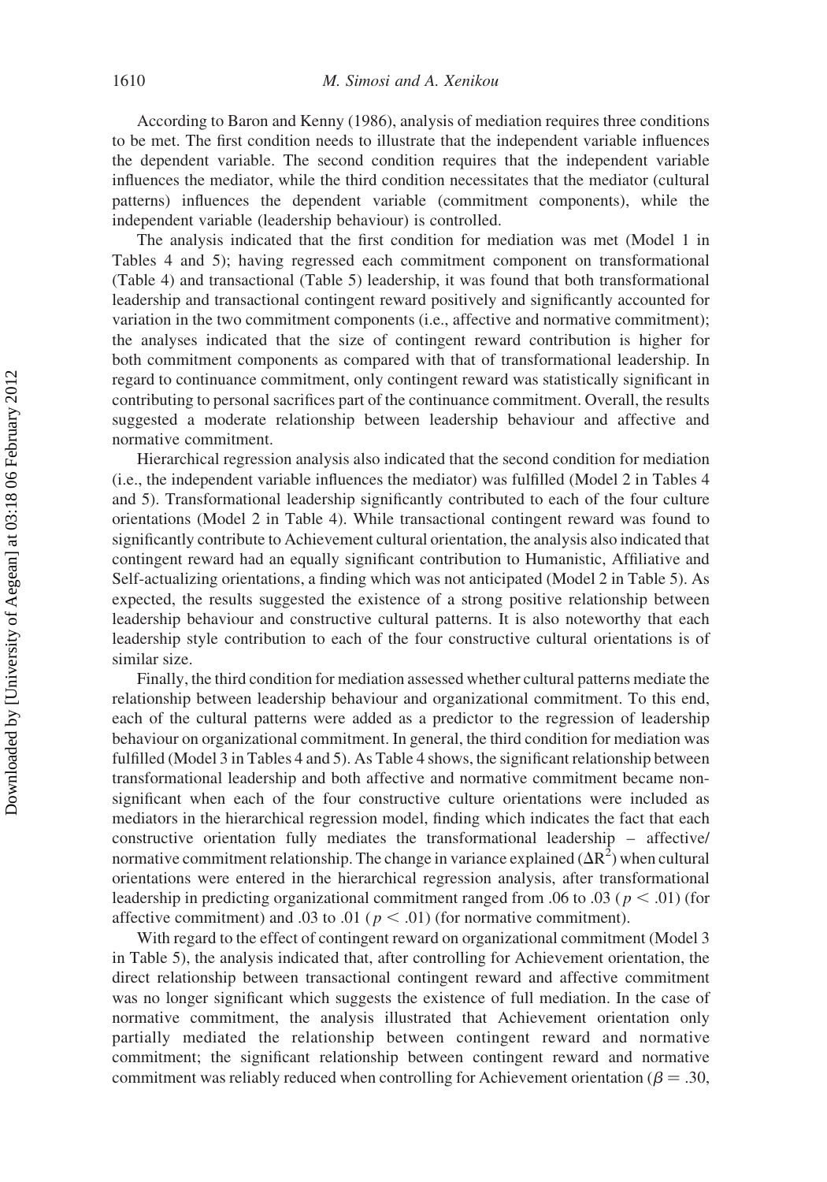According to Baron and Kenny (1986), analysis of mediation requires three conditions to be met. The first condition needs to illustrate that the independent variable influences the dependent variable. The second condition requires that the independent variable influences the mediator, while the third condition necessitates that the mediator (cultural patterns) influences the dependent variable (commitment components), while the independent variable (leadership behaviour) is controlled.

The analysis indicated that the first condition for mediation was met (Model 1 in Tables 4 and 5); having regressed each commitment component on transformational (Table 4) and transactional (Table 5) leadership, it was found that both transformational leadership and transactional contingent reward positively and significantly accounted for variation in the two commitment components (i.e., affective and normative commitment); the analyses indicated that the size of contingent reward contribution is higher for both commitment components as compared with that of transformational leadership. In regard to continuance commitment, only contingent reward was statistically significant in contributing to personal sacrifices part of the continuance commitment. Overall, the results suggested a moderate relationship between leadership behaviour and affective and normative commitment.

Hierarchical regression analysis also indicated that the second condition for mediation (i.e., the independent variable influences the mediator) was fulfilled (Model 2 in Tables 4 and 5). Transformational leadership significantly contributed to each of the four culture orientations (Model 2 in Table 4). While transactional contingent reward was found to significantly contribute to Achievement cultural orientation, the analysis also indicated that contingent reward had an equally significant contribution to Humanistic, Affiliative and Self-actualizing orientations, a finding which was not anticipated (Model 2 in Table 5). As expected, the results suggested the existence of a strong positive relationship between leadership behaviour and constructive cultural patterns. It is also noteworthy that each leadership style contribution to each of the four constructive cultural orientations is of similar size.

Finally, the third condition for mediation assessed whether cultural patterns mediate the relationship between leadership behaviour and organizational commitment. To this end, each of the cultural patterns were added as a predictor to the regression of leadership behaviour on organizational commitment. In general, the third condition for mediation was fulfilled (Model 3 in Tables 4 and 5). As Table 4 shows, the significant relationship between transformational leadership and both affective and normative commitment became non-significant when each of the four constructive culture orientations were included as mediators in the hierarchical regression model, finding which indicates the fact that each constructive orientation fully mediates the transformational leadership – affective/normative commitment relationship. The change in variance explained ($\Delta R^2$) when cultural orientations were entered in the hierarchical regression analysis, after transformational leadership in predicting organizational commitment ranged from .06 to .03 ($p < .01$) (for affective commitment) and .03 to .01 ($p < .01$) (for normative commitment).

With regard to the effect of contingent reward on organizational commitment (Model 3 in Table 5), the analysis indicated that, after controlling for Achievement orientation, the direct relationship between transactional contingent reward and affective commitment was no longer significant which suggests the existence of full mediation. In the case of normative commitment, the analysis illustrated that Achievement orientation only partially mediated the relationship between contingent reward and normative commitment; the significant relationship between contingent reward and normative commitment was reliably reduced when controlling for Achievement orientation ($\beta = .30$,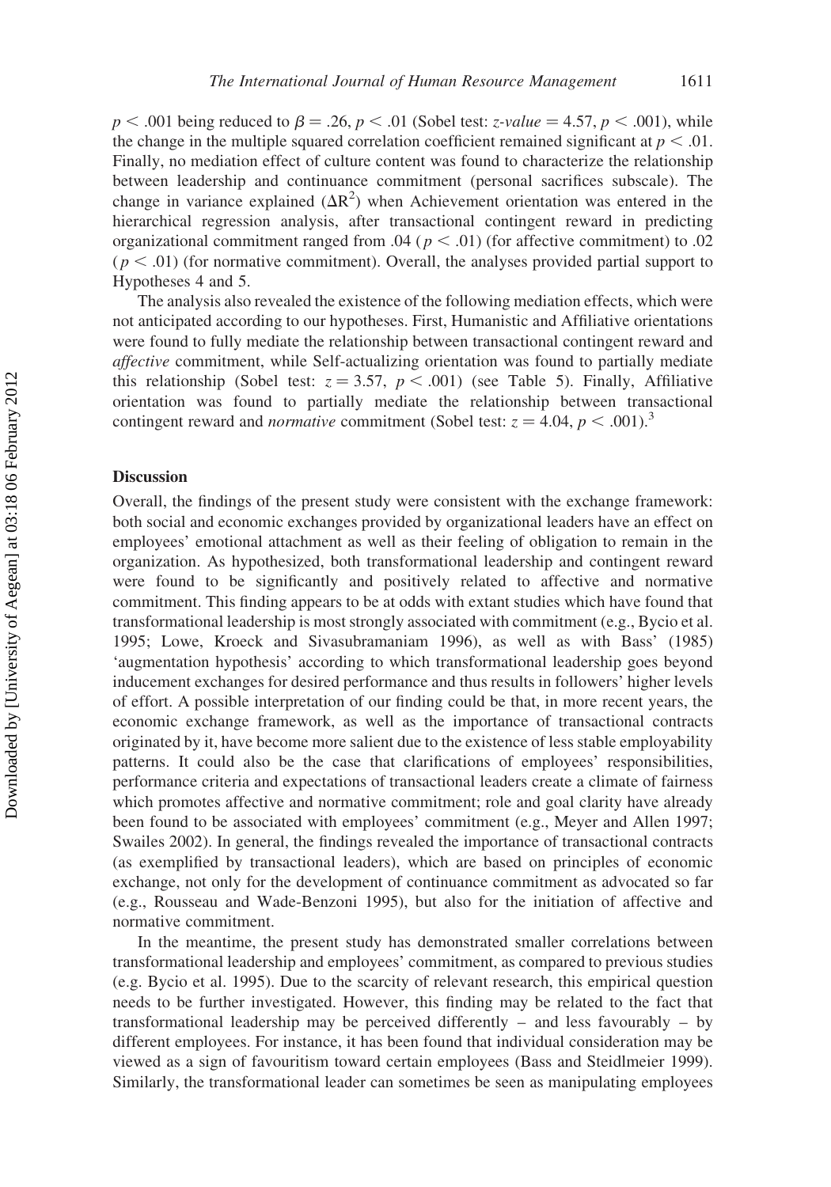$p < .001$ being reduced to $\beta = .26$, $p < .01$ (Sobel test: *z-value* $= 4.57$, $p < .001$), while the change in the multiple squared correlation coefficient remained significant at $p < .01$. Finally, no mediation effect of culture content was found to characterize the relationship between leadership and continuance commitment (personal sacrifices subscale). The change in variance explained ($\Delta R^2$) when Achievement orientation was entered in the hierarchical regression analysis, after transactional contingent reward in predicting organizational commitment ranged from .04 ($p < .01$) (for affective commitment) to .02 ($p < .01$) (for normative commitment). Overall, the analyses provided partial support to Hypotheses 4 and 5.

The analysis also revealed the existence of the following mediation effects, which were not anticipated according to our hypotheses. First, Humanistic and Affiliative orientations were found to fully mediate the relationship between transactional contingent reward and *affective* commitment, while Self-actualizing orientation was found to partially mediate this relationship (Sobel test: $z = 3.57$, $p < .001$) (see Table 5). Finally, Affiliative orientation was found to partially mediate the relationship between transactional contingent reward and *normative* commitment (Sobel test: $z = 4.04$, $p < .001$).[3]

## Discussion

Overall, the findings of the present study were consistent with the exchange framework: both social and economic exchanges provided by organizational leaders have an effect on employees' emotional attachment as well as their feeling of obligation to remain in the organization. As hypothesized, both transformational leadership and contingent reward were found to be significantly and positively related to affective and normative commitment. This finding appears to be at odds with extant studies which have found that transformational leadership is most strongly associated with commitment (e.g., Bycio et al. 1995; Lowe, Kroeck and Sivasubramaniam 1996), as well as with Bass' (1985) 'augmentation hypothesis' according to which transformational leadership goes beyond inducement exchanges for desired performance and thus results in followers' higher levels of effort. A possible interpretation of our finding could be that, in more recent years, the economic exchange framework, as well as the importance of transactional contracts originated by it, have become more salient due to the existence of less stable employability patterns. It could also be the case that clarifications of employees' responsibilities, performance criteria and expectations of transactional leaders create a climate of fairness which promotes affective and normative commitment; role and goal clarity have already been found to be associated with employees' commitment (e.g., Meyer and Allen 1997; Swailes 2002). In general, the findings revealed the importance of transactional contracts (as exemplified by transactional leaders), which are based on principles of economic exchange, not only for the development of continuance commitment as advocated so far (e.g., Rousseau and Wade-Benzoni 1995), but also for the initiation of affective and normative commitment.

In the meantime, the present study has demonstrated smaller correlations between transformational leadership and employees' commitment, as compared to previous studies (e.g. Bycio et al. 1995). Due to the scarcity of relevant research, this empirical question needs to be further investigated. However, this finding may be related to the fact that transformational leadership may be perceived differently – and less favourably – by different employees. For instance, it has been found that individual consideration may be viewed as a sign of favouritism toward certain employees (Bass and Steidlmeier 1999). Similarly, the transformational leader can sometimes be seen as manipulating employees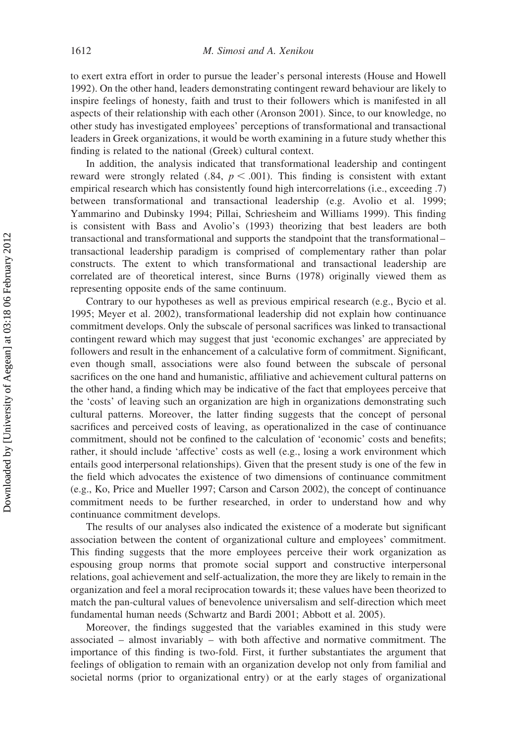to exert extra effort in order to pursue the leader's personal interests (House and Howell 1992). On the other hand, leaders demonstrating contingent reward behaviour are likely to inspire feelings of honesty, faith and trust to their followers which is manifested in all aspects of their relationship with each other (Aronson 2001). Since, to our knowledge, no other study has investigated employees' perceptions of transformational and transactional leaders in Greek organizations, it would be worth examining in a future study whether this finding is related to the national (Greek) cultural context.

In addition, the analysis indicated that transformational leadership and contingent reward were strongly related (.84, $p < .001$). This finding is consistent with extant empirical research which has consistently found high intercorrelations (i.e., exceeding .7) between transformational and transactional leadership (e.g. Avolio et al. 1999; Yammarino and Dubinsky 1994; Pillai, Schriesheim and Williams 1999). This finding is consistent with Bass and Avolio's (1993) theorizing that best leaders are both transactional and transformational and supports the standpoint that the transformational–transactional leadership paradigm is comprised of complementary rather than polar constructs. The extent to which transformational and transactional leadership are correlated are of theoretical interest, since Burns (1978) originally viewed them as representing opposite ends of the same continuum.

Contrary to our hypotheses as well as previous empirical research (e.g., Bycio et al. 1995; Meyer et al. 2002), transformational leadership did not explain how continuance commitment develops. Only the subscale of personal sacrifices was linked to transactional contingent reward which may suggest that just 'economic exchanges' are appreciated by followers and result in the enhancement of a calculative form of commitment. Significant, even though small, associations were also found between the subscale of personal sacrifices on the one hand and humanistic, affiliative and achievement cultural patterns on the other hand, a finding which may be indicative of the fact that employees perceive that the 'costs' of leaving such an organization are high in organizations demonstrating such cultural patterns. Moreover, the latter finding suggests that the concept of personal sacrifices and perceived costs of leaving, as operationalized in the case of continuance commitment, should not be confined to the calculation of 'economic' costs and benefits; rather, it should include 'affective' costs as well (e.g., losing a work environment which entails good interpersonal relationships). Given that the present study is one of the few in the field which advocates the existence of two dimensions of continuance commitment (e.g., Ko, Price and Mueller 1997; Carson and Carson 2002), the concept of continuance commitment needs to be further researched, in order to understand how and why continuance commitment develops.

The results of our analyses also indicated the existence of a moderate but significant association between the content of organizational culture and employees' commitment. This finding suggests that the more employees perceive their work organization as espousing group norms that promote social support and constructive interpersonal relations, goal achievement and self-actualization, the more they are likely to remain in the organization and feel a moral reciprocation towards it; these values have been theorized to match the pan-cultural values of benevolence universalism and self-direction which meet fundamental human needs (Schwartz and Bardi 2001; Abbott et al. 2005).

Moreover, the findings suggested that the variables examined in this study were associated – almost invariably – with both affective and normative commitment. The importance of this finding is two-fold. First, it further substantiates the argument that feelings of obligation to remain with an organization develop not only from familial and societal norms (prior to organizational entry) or at the early stages of organizational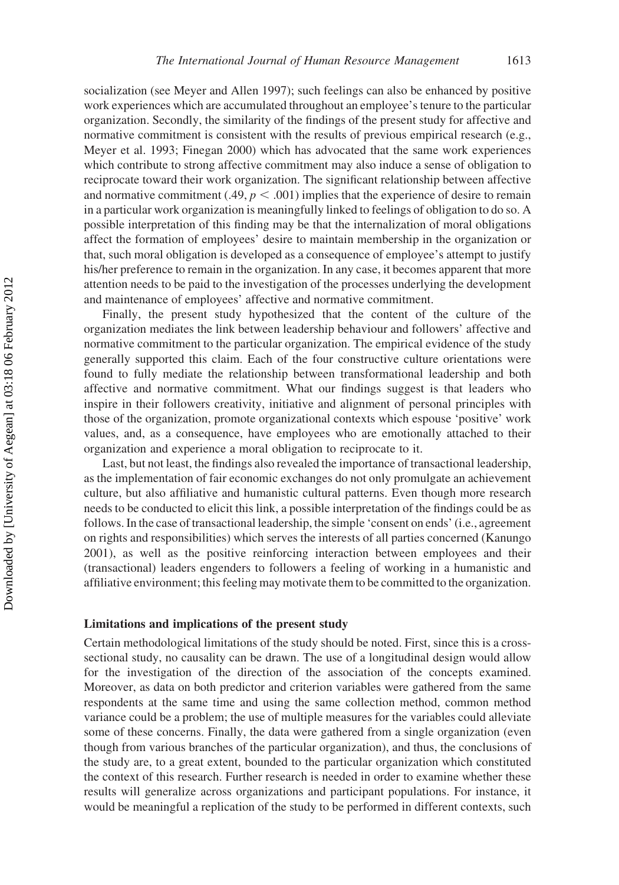socialization (see Meyer and Allen 1997); such feelings can also be enhanced by positive work experiences which are accumulated throughout an employee's tenure to the particular organization. Secondly, the similarity of the findings of the present study for affective and normative commitment is consistent with the results of previous empirical research (e.g., Meyer et al. 1993; Finegan 2000) which has advocated that the same work experiences which contribute to strong affective commitment may also induce a sense of obligation to reciprocate toward their work organization. The significant relationship between affective and normative commitment (.49, $p < .001$) implies that the experience of desire to remain in a particular work organization is meaningfully linked to feelings of obligation to do so. A possible interpretation of this finding may be that the internalization of moral obligations affect the formation of employees' desire to maintain membership in the organization or that, such moral obligation is developed as a consequence of employee's attempt to justify his/her preference to remain in the organization. In any case, it becomes apparent that more attention needs to be paid to the investigation of the processes underlying the development and maintenance of employees' affective and normative commitment.

Finally, the present study hypothesized that the content of the culture of the organization mediates the link between leadership behaviour and followers' affective and normative commitment to the particular organization. The empirical evidence of the study generally supported this claim. Each of the four constructive culture orientations were found to fully mediate the relationship between transformational leadership and both affective and normative commitment. What our findings suggest is that leaders who inspire in their followers creativity, initiative and alignment of personal principles with those of the organization, promote organizational contexts which espouse 'positive' work values, and, as a consequence, have employees who are emotionally attached to their organization and experience a moral obligation to reciprocate to it.

Last, but not least, the findings also revealed the importance of transactional leadership, as the implementation of fair economic exchanges do not only promulgate an achievement culture, but also affiliative and humanistic cultural patterns. Even though more research needs to be conducted to elicit this link, a possible interpretation of the findings could be as follows. In the case of transactional leadership, the simple 'consent on ends' (i.e., agreement on rights and responsibilities) which serves the interests of all parties concerned (Kanungo 2001), as well as the positive reinforcing interaction between employees and their (transactional) leaders engenders to followers a feeling of working in a humanistic and affiliative environment; this feeling may motivate them to be committed to the organization.

## Limitations and implications of the present study

Certain methodological limitations of the study should be noted. First, since this is a cross-sectional study, no causality can be drawn. The use of a longitudinal design would allow for the investigation of the direction of the association of the concepts examined. Moreover, as data on both predictor and criterion variables were gathered from the same respondents at the same time and using the same collection method, common method variance could be a problem; the use of multiple measures for the variables could alleviate some of these concerns. Finally, the data were gathered from a single organization (even though from various branches of the particular organization), and thus, the conclusions of the study are, to a great extent, bounded to the particular organization which constituted the context of this research. Further research is needed in order to examine whether these results will generalize across organizations and participant populations. For instance, it would be meaningful a replication of the study to be performed in different contexts, such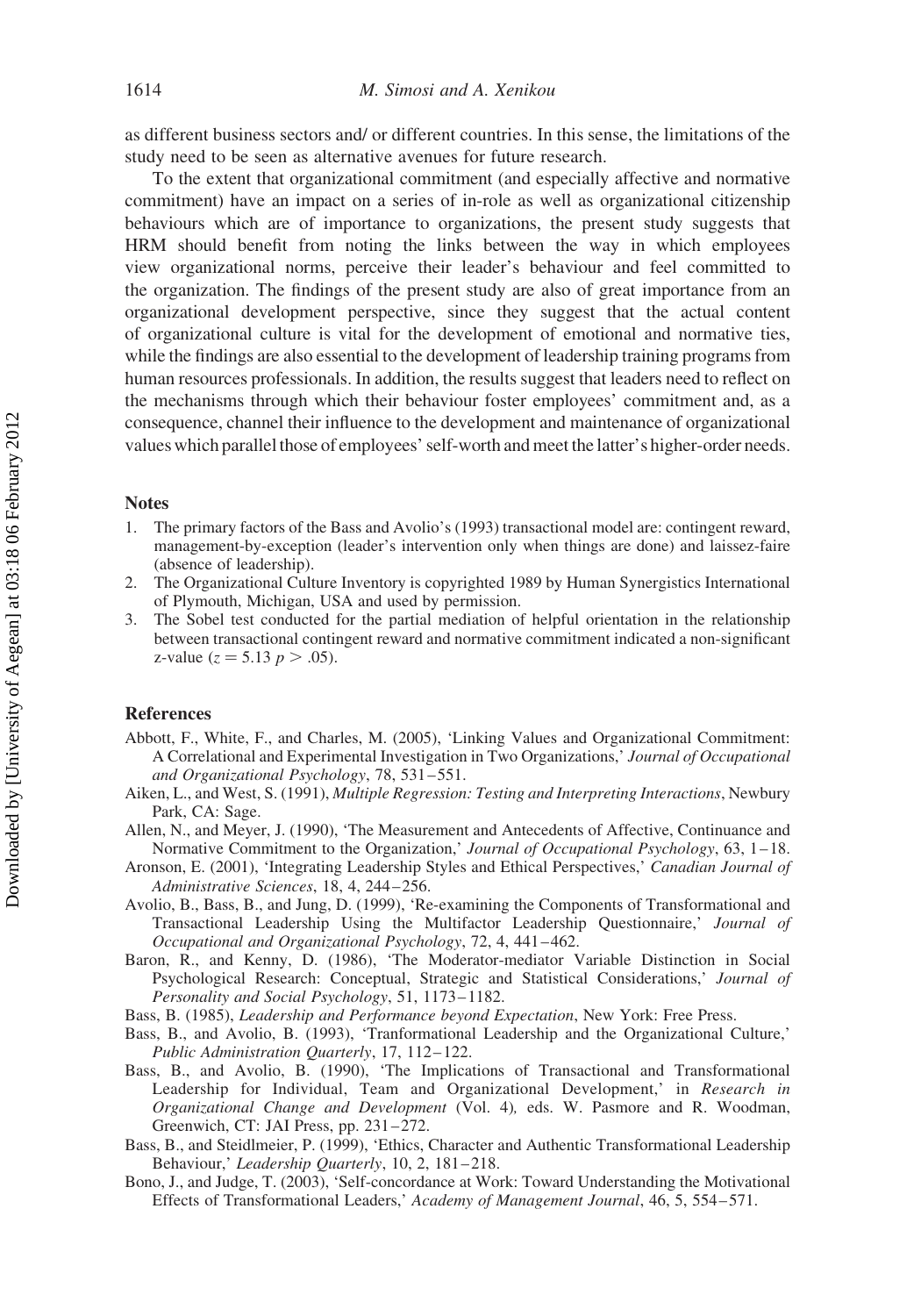as different business sectors and/ or different countries. In this sense, the limitations of the study need to be seen as alternative avenues for future research.

To the extent that organizational commitment (and especially affective and normative commitment) have an impact on a series of in-role as well as organizational citizenship behaviours which are of importance to organizations, the present study suggests that HRM should benefit from noting the links between the way in which employees view organizational norms, perceive their leader's behaviour and feel committed to the organization. The findings of the present study are also of great importance from an organizational development perspective, since they suggest that the actual content of organizational culture is vital for the development of emotional and normative ties, while the findings are also essential to the development of leadership training programs from human resources professionals. In addition, the results suggest that leaders need to reflect on the mechanisms through which their behaviour foster employees' commitment and, as a consequence, channel their influence to the development and maintenance of organizational values which parallel those of employees' self-worth and meet the latter's higher-order needs.

## Notes

1. The primary factors of the Bass and Avolio's (1993) transactional model are: contingent reward, management-by-exception (leader's intervention only when things are done) and laissez-faire (absence of leadership).
2. The Organizational Culture Inventory is copyrighted 1989 by Human Synergistics International of Plymouth, Michigan, USA and used by permission.
3. The Sobel test conducted for the partial mediation of helpful orientation in the relationship between transactional contingent reward and normative commitment indicated a non-significant z-value ($z = 5.13$ $p > .05$).

## References

Abbott, F., White, F., and Charles, M. (2005), 'Linking Values and Organizational Commitment: A Correlational and Experimental Investigation in Two Organizations,' *Journal of Occupational and Organizational Psychology*, 78, 531–551.

Aiken, L., and West, S. (1991), *Multiple Regression: Testing and Interpreting Interactions*, Newbury Park, CA: Sage.

Allen, N., and Meyer, J. (1990), 'The Measurement and Antecedents of Affective, Continuance and Normative Commitment to the Organization,' *Journal of Occupational Psychology*, 63, 1–18.

Aronson, E. (2001), 'Integrating Leadership Styles and Ethical Perspectives,' *Canadian Journal of Administrative Sciences*, 18, 4, 244–256.

Avolio, B., Bass, B., and Jung, D. (1999), 'Re-examining the Components of Transformational and Transactional Leadership Using the Multifactor Leadership Questionnaire,' *Journal of Occupational and Organizational Psychology*, 72, 4, 441–462.

Baron, R., and Kenny, D. (1986), 'The Moderator-mediator Variable Distinction in Social Psychological Research: Conceptual, Strategic and Statistical Considerations,' *Journal of Personality and Social Psychology*, 51, 1173–1182.

Bass, B. (1985), *Leadership and Performance beyond Expectation*, New York: Free Press.

Bass, B., and Avolio, B. (1993), 'Tranformational Leadership and the Organizational Culture,' *Public Administration Quarterly*, 17, 112–122.

Bass, B., and Avolio, B. (1990), 'The Implications of Transactional and Transformational Leadership for Individual, Team and Organizational Development,' in *Research in Organizational Change and Development* (Vol. 4), eds. W. Pasmore and R. Woodman, Greenwich, CT: JAI Press, pp. 231–272.

Bass, B., and Steidlmeier, P. (1999), 'Ethics, Character and Authentic Transformational Leadership Behaviour,' *Leadership Quarterly*, 10, 2, 181–218.

Bono, J., and Judge, T. (2003), 'Self-concordance at Work: Toward Understanding the Motivational Effects of Transformational Leaders,' *Academy of Management Journal*, 46, 5, 554–571.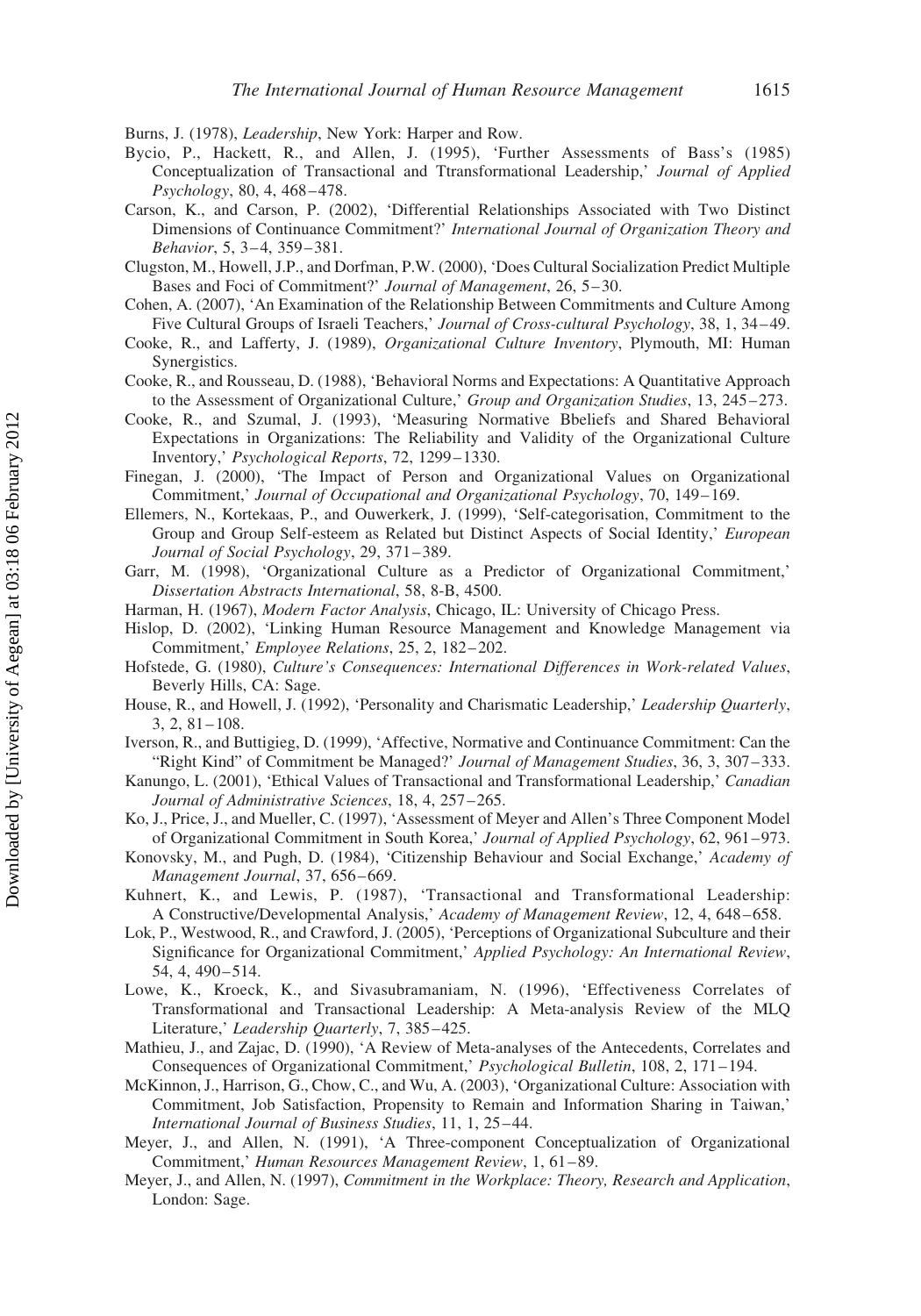Burns, J. (1978), *Leadership*, New York: Harper and Row.

Bycio, P., Hackett, R., and Allen, J. (1995), 'Further Assessments of Bass's (1985) Conceptualization of Transactional and Ttransformational Leadership,' *Journal of Applied Psychology*, 80, 4, 468–478.

Carson, K., and Carson, P. (2002), 'Differential Relationships Associated with Two Distinct Dimensions of Continuance Commitment?' *International Journal of Organization Theory and Behavior*, 5, 3–4, 359–381.

Clugston, M., Howell, J.P., and Dorfman, P.W. (2000), 'Does Cultural Socialization Predict Multiple Bases and Foci of Commitment?' *Journal of Management*, 26, 5–30.

Cohen, A. (2007), 'An Examination of the Relationship Between Commitments and Culture Among Five Cultural Groups of Israeli Teachers,' *Journal of Cross-cultural Psychology*, 38, 1, 34–49.

Cooke, R., and Lafferty, J. (1989), *Organizational Culture Inventory*, Plymouth, MI: Human Synergistics.

Cooke, R., and Rousseau, D. (1988), 'Behavioral Norms and Expectations: A Quantitative Approach to the Assessment of Organizational Culture,' *Group and Organization Studies*, 13, 245–273.

Cooke, R., and Szumal, J. (1993), 'Measuring Normative Bbeliefs and Shared Behavioral Expectations in Organizations: The Reliability and Validity of the Organizational Culture Inventory,' *Psychological Reports*, 72, 1299–1330.

Finegan, J. (2000), 'The Impact of Person and Organizational Values on Organizational Commitment,' *Journal of Occupational and Organizational Psychology*, 70, 149–169.

Ellemers, N., Kortekaas, P., and Ouwerkerk, J. (1999), 'Self-categorisation, Commitment to the Group and Group Self-esteem as Related but Distinct Aspects of Social Identity,' *European Journal of Social Psychology*, 29, 371–389.

Garr, M. (1998), 'Organizational Culture as a Predictor of Organizational Commitment,' *Dissertation Abstracts International*, 58, 8-B, 4500.

Harman, H. (1967), *Modern Factor Analysis*, Chicago, IL: University of Chicago Press.

Hislop, D. (2002), 'Linking Human Resource Management and Knowledge Management via Commitment,' *Employee Relations*, 25, 2, 182–202.

Hofstede, G. (1980), *Culture's Consequences: International Differences in Work-related Values*, Beverly Hills, CA: Sage.

House, R., and Howell, J. (1992), 'Personality and Charismatic Leadership,' *Leadership Quarterly*, 3, 2, 81–108.

Iverson, R., and Buttigieg, D. (1999), 'Affective, Normative and Continuance Commitment: Can the "Right Kind" of Commitment be Managed?' *Journal of Management Studies*, 36, 3, 307–333.

Kanungo, L. (2001), 'Ethical Values of Transactional and Transformational Leadership,' *Canadian Journal of Administrative Sciences*, 18, 4, 257–265.

Ko, J., Price, J., and Mueller, C. (1997), 'Assessment of Meyer and Allen's Three Component Model of Organizational Commitment in South Korea,' *Journal of Applied Psychology*, 62, 961–973.

Konovsky, M., and Pugh, D. (1984), 'Citizenship Behaviour and Social Exchange,' *Academy of Management Journal*, 37, 656–669.

Kuhnert, K., and Lewis, P. (1987), 'Transactional and Transformational Leadership: A Constructive/Developmental Analysis,' *Academy of Management Review*, 12, 4, 648–658.

Lok, P., Westwood, R., and Crawford, J. (2005), 'Perceptions of Organizational Subculture and their Significance for Organizational Commitment,' *Applied Psychology: An International Review*, 54, 4, 490–514.

Lowe, K., Kroeck, K., and Sivasubramaniam, N. (1996), 'Effectiveness Correlates of Transformational and Transactional Leadership: A Meta-analysis Review of the MLQ Literature,' *Leadership Quarterly*, 7, 385–425.

Mathieu, J., and Zajac, D. (1990), 'A Review of Meta-analyses of the Antecedents, Correlates and Consequences of Organizational Commitment,' *Psychological Bulletin*, 108, 2, 171–194.

McKinnon, J., Harrison, G., Chow, C., and Wu, A. (2003), 'Organizational Culture: Association with Commitment, Job Satisfaction, Propensity to Remain and Information Sharing in Taiwan,' *International Journal of Business Studies*, 11, 1, 25–44.

Meyer, J., and Allen, N. (1991), 'A Three-component Conceptualization of Organizational Commitment,' *Human Resources Management Review*, 1, 61–89.

Meyer, J., and Allen, N. (1997), *Commitment in the Workplace: Theory, Research and Application*, London: Sage.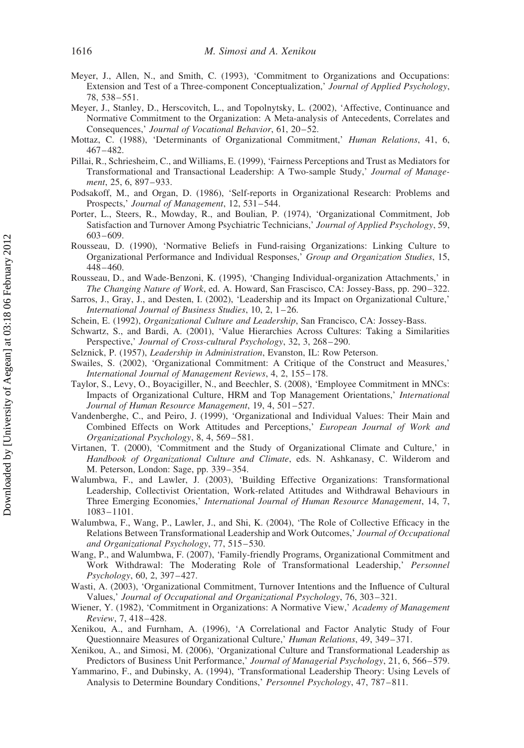Meyer, J., Allen, N., and Smith, C. (1993), 'Commitment to Organizations and Occupations: Extension and Test of a Three-component Conceptualization,' *Journal of Applied Psychology*, 78, 538–551.

Meyer, J., Stanley, D., Herscovitch, L., and Topolnytsky, L. (2002), 'Affective, Continuance and Normative Commitment to the Organization: A Meta-analysis of Antecedents, Correlates and Consequences,' *Journal of Vocational Behavior*, 61, 20–52.

Mottaz, C. (1988), 'Determinants of Organizational Commitment,' *Human Relations*, 41, 6, 467–482.

Pillai, R., Schriesheim, C., and Williams, E. (1999), 'Fairness Perceptions and Trust as Mediators for Transformational and Transactional Leadership: A Two-sample Study,' *Journal of Management*, 25, 6, 897–933.

Podsakoff, M., and Organ, D. (1986), 'Self-reports in Organizational Research: Problems and Prospects,' *Journal of Management*, 12, 531–544.

Porter, L., Steers, R., Mowday, R., and Boulian, P. (1974), 'Organizational Commitment, Job Satisfaction and Turnover Among Psychiatric Technicians,' *Journal of Applied Psychology*, 59, 603–609.

Rousseau, D. (1990), 'Normative Beliefs in Fund-raising Organizations: Linking Culture to Organizational Performance and Individual Responses,' *Group and Organization Studies*, 15, 448–460.

Rousseau, D., and Wade-Benzoni, K. (1995), 'Changing Individual-organization Attachments,' in *The Changing Nature of Work*, ed. A. Howard, San Frascisco, CA: Jossey-Bass, pp. 290–322.

Sarros, J., Gray, J., and Desten, I. (2002), 'Leadership and its Impact on Organizational Culture,' *International Journal of Business Studies*, 10, 2, 1–26.

Schein, E. (1992), *Organizational Culture and Leadership*, San Francisco, CA: Jossey-Bass.

Schwartz, S., and Bardi, A. (2001), 'Value Hierarchies Across Cultures: Taking a Similarities Perspective,' *Journal of Cross-cultural Psychology*, 32, 3, 268–290.

Selznick, P. (1957), *Leadership in Administration*, Evanston, IL: Row Peterson.

Swailes, S. (2002), 'Organizational Commitment: A Critique of the Construct and Measures,' *International Journal of Management Reviews*, 4, 2, 155–178.

Taylor, S., Levy, O., Boyacigiller, N., and Beechler, S. (2008), 'Employee Commitment in MNCs: Impacts of Organizational Culture, HRM and Top Management Orientations,' *International Journal of Human Resource Management*, 19, 4, 501–527.

Vandenberghe, C., and Peiro, J. (1999), 'Organizational and Individual Values: Their Main and Combined Effects on Work Attitudes and Perceptions,' *European Journal of Work and Organizational Psychology*, 8, 4, 569–581.

Virtanen, T. (2000), 'Commitment and the Study of Organizational Climate and Culture,' in *Handbook of Organizational Culture and Climate*, eds. N. Ashkanasy, C. Wilderom and M. Peterson, London: Sage, pp. 339–354.

Walumbwa, F., and Lawler, J. (2003), 'Building Effective Organizations: Transformational Leadership, Collectivist Orientation, Work-related Attitudes and Withdrawal Behaviours in Three Emerging Economies,' *International Journal of Human Resource Management*, 14, 7, 1083–1101.

Walumbwa, F., Wang, P., Lawler, J., and Shi, K. (2004), 'The Role of Collective Efficacy in the Relations Between Transformational Leadership and Work Outcomes,' *Journal of Occupational and Organizational Psychology*, 77, 515–530.

Wang, P., and Walumbwa, F. (2007), 'Family-friendly Programs, Organizational Commitment and Work Withdrawal: The Moderating Role of Transformational Leadership,' *Personnel Psychology*, 60, 2, 397–427.

Wasti, A. (2003), 'Organizational Commitment, Turnover Intentions and the Influence of Cultural Values,' *Journal of Occupational and Organizational Psychology*, 76, 303–321.

Wiener, Y. (1982), 'Commitment in Organizations: A Normative View,' *Academy of Management Review*, 7, 418–428.

Xenikou, A., and Furnham, A. (1996), 'A Correlational and Factor Analytic Study of Four Questionnaire Measures of Organizational Culture,' *Human Relations*, 49, 349–371.

Xenikou, A., and Simosi, M. (2006), 'Organizational Culture and Transformational Leadership as Predictors of Business Unit Performance,' *Journal of Managerial Psychology*, 21, 6, 566–579.

Yammarino, F., and Dubinsky, A. (1994), 'Transformational Leadership Theory: Using Levels of Analysis to Determine Boundary Conditions,' *Personnel Psychology*, 47, 787–811.